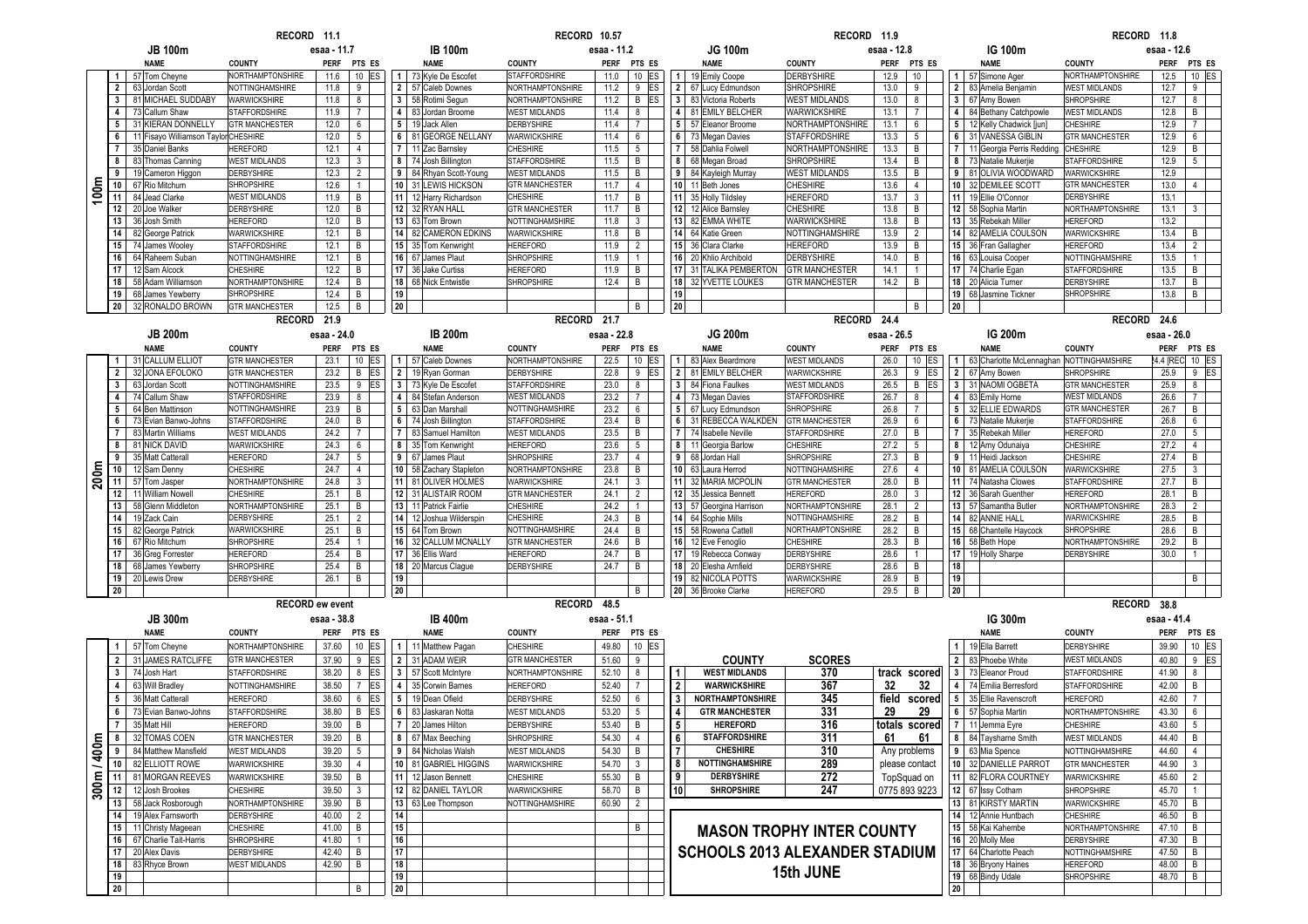## 100m

### JB 100m — RECORD 11.1 — esaa - 11.7

| | NAME | COUNTY | PERF | PTS | ES |
|---|---|---|---|---|---|
| 1 | 57 Tom Cheyne | NORTHAMPTONSHIRE | 11.6 | 10 | ES |
| 2 | 63 Jordan Scott | NOTTINGHAMSHIRE | 11.8 | 9 | |
| 3 | 81 MICHAEL SUDDABY | WARWICKSHIRE | 11.8 | 8 | |
| 4 | 73 Callum Shaw | STAFFORDSHIRE | 11.9 | 7 | |
| 5 | 31 KIERAN DONNELLY | GTR MANCHESTER | 12.0 | 6 | |
| 6 | 11 Fisayo Williamson Taylor | CHESHIRE | 12.0 | 5 | |
| 7 | 35 Daniel Banks | HEREFORD | 12.1 | 4 | |
| 8 | 83 Thomas Canning | WEST MIDLANDS | 12.3 | 3 | |
| 9 | 19 Cameron Higgon | DERBYSHIRE | 12.3 | 2 | |
| 10 | 67 Rio Mitchum | SHROPSHIRE | 12.6 | 1 | |
| 11 | 84 Jead Clarke | WEST MIDLANDS | 11.9 | B | |
| 12 | 20 Joe Walker | DERBYSHIRE | 12.0 | B | |
| 13 | 36 Josh Smith | HEREFORD | 12.0 | B | |
| 14 | 82 George Patrick | WARWICKSHIRE | 12.1 | B | |
| 15 | 74 James Wooley | STAFFORDSHIRE | 12.1 | B | |
| 16 | 64 Raheem Suban | NOTTINGHAMSHIRE | 12.1 | B | |
| 17 | 12 Sam Alcock | CHESHIRE | 12.2 | B | |
| 18 | 58 Adam Williamson | NORTHAMPTONSHIRE | 12.4 | B | |
| 19 | 68 James Yewberry | SHROPSHIRE | 12.4 | B | |
| 20 | 32 RONALDO BROWN | GTR MANCHESTER | 12.5 | B | |

### IB 100m — RECORD 10.57 — esaa - 11.2

| | NAME | COUNTY | PERF | PTS | ES |
|---|---|---|---|---|---|
| 1 | 73 Kyle De Escofet | STAFFORDSHIRE | 11.0 | 10 | ES |
| 2 | 57 Caleb Downes | NORTHAMPTONSHIRE | 11.2 | 9 | ES |
| 3 | 58 Rotimi Segun | NORTHAMPTONSHIRE | 11.2 | B | ES |
| 4 | 83 Jordan Broome | WEST MIDLANDS | 11.4 | 8 | |
| 5 | 19 Jack Allen | DERBYSHIRE | 11.4 | 7 | |
| 6 | 81 GEORGE NELLANY | WARWICKSHIRE | 11.4 | 6 | |
| 7 | 11 Zac Barnsley | CHESHIRE | 11.5 | 5 | |
| 8 | 74 Josh Billington | STAFFORDSHIRE | 11.5 | B | |
| 9 | 84 Rhyan Scott-Young | WEST MIDLANDS | 11.5 | B | |
| 10 | 31 LEWIS HICKSON | GTR MANCHESTER | 11.7 | 4 | |
| 11 | 12 Harry Richardson | CHESHIRE | 11.7 | B | |
| 12 | 32 RYAN HALL | GTR MANCHESTER | 11.7 | B | |
| 13 | 63 Tom Brown | NOTTINGHAMSHIRE | 11.8 | 3 | |
| 14 | 82 CAMERON EDKINS | WARWICKSHIRE | 11.8 | B | |
| 15 | 35 Tom Kenwright | HEREFORD | 11.9 | 2 | |
| 16 | 67 James Plaut | SHROPSHIRE | 11.9 | 1 | |
| 17 | 36 Jake Curtiss | HEREFORD | 11.9 | B | |
| 18 | 68 Nick Entwistle | SHROPSHIRE | 12.4 | B | |
| 19 | | | | | |
| 20 | | | | B | |

### JG 100m — RECORD 11.9 — esaa - 12.8

| | NAME | COUNTY | PERF | PTS | ES |
|---|---|---|---|---|---|
| 1 | 19 Emily Coope | DERBYSHIRE | 12.9 | 10 | |
| 2 | 67 Lucy Edmundson | SHROPSHIRE | 13.0 | 9 | |
| 3 | 83 Victoria Roberts | WEST MIDLANDS | 13.0 | 8 | |
| 4 | 81 EMILY BELCHER | WARWICKSHIRE | 13.1 | 7 | |
| 5 | 57 Eleanor Broome | NORTHAMPTONSHIRE | 13.1 | 6 | |
| 6 | 73 Megan Davies | STAFFORDSHIRE | 13.3 | 5 | |
| 7 | 58 Dahlia Folwell | NORTHAMPTONSHIRE | 13.3 | B | |
| 8 | 68 Megan Broad | SHROPSHIRE | 13.4 | B | |
| 9 | 84 Kayleigh Murray | WEST MIDLANDS | 13.5 | B | |
| 10 | 11 Beth Jones | CHESHIRE | 13.6 | 4 | |
| 11 | 35 Holly Tildsley | HEREFORD | 13.7 | 3 | |
| 12 | 12 Alice Barnsley | CHESHIRE | 13.8 | B | |
| 13 | 82 EMMA WHITE | WARWICKSHIRE | 13.8 | B | |
| 14 | 64 Katie Green | NOTTINGHAMSHIRE | 13.9 | 2 | |
| 15 | 36 Clara Clarke | HEREFORD | 13.9 | B | |
| 16 | 20 Khlio Archibold | DERBYSHIRE | 14.0 | B | |
| 17 | 31 TALIKA PEMBERTON | GTR MANCHESTER | 14.1 | 1 | |
| 18 | 32 YVETTE LOUKES | GTR MANCHESTER | 14.2 | B | |
| 19 | | | | | |
| 20 | | | | B | |

### IG 100m — RECORD 11.8 — esaa - 12.6

| | NAME | COUNTY | PERF | PTS | ES |
|---|---|---|---|---|---|
| 1 | 57 Simone Ager | NORTHAMPTONSHIRE | 12.5 | 10 | ES |
| 2 | 83 Amelia Benjamin | WEST MIDLANDS | 12.7 | 9 | |
| 3 | 67 Amy Bowen | SHROPSHIRE | 12.7 | 8 | |
| 4 | 84 Bethany Catchpowle | WEST MIDLANDS | 12.8 | B | |
| 5 | 12 Kelly Chadwick [jun] | CHESHIRE | 12.9 | 7 | |
| 6 | 31 VANESSA GIBLIN | GTR MANCHESTER | 12.9 | 6 | |
| 7 | 11 Georgia Perris Redding | CHESHIRE | 12.9 | B | |
| 8 | 73 Natalie Mukerjie | STAFFORDSHIRE | 12.9 | 5 | |
| 9 | 81 OLIVIA WOODWARD | WARWICKSHIRE | 12.9 | | |
| 10 | 32 DEMILEE SCOTT | GTR MANCHESTER | 13.0 | 4 | |
| 11 | 19 Ellie O'Connor | DERBYSHIRE | 13.1 | | |
| 12 | 58 Sophia Martin | NORTHAMPTONSHIRE | 13.1 | 3 | |
| 13 | 35 Rebekah Miller | HEREFORD | 13.2 | | |
| 14 | 82 AMELIA COULSON | WARWICKSHIRE | 13.4 | B | |
| 15 | 36 Fran Gallagher | HEREFORD | 13.4 | 2 | |
| 16 | 63 Louisa Cooper | NOTTINGHAMSHIRE | 13.5 | 1 | |
| 17 | 74 Charlie Egan | STAFFORDSHIRE | 13.5 | B | |
| 18 | 20 Alicia Turner | DERBYSHIRE | 13.7 | B | |
| 19 | 68 Jasmine Tickner | SHROPSHIRE | 13.8 | B | |
| 20 | | | | | |

## 200m

### JB 200m — RECORD 21.9 — esaa - 24.0

| | NAME | COUNTY | PERF | PTS | ES |
|---|---|---|---|---|---|
| 1 | 31 CALLUM ELLIOT | GTR MANCHESTER | 23.1 | 10 | ES |
| 2 | 32 JONA EFOLOKO | GTR MANCHESTER | 23.2 | B | ES |
| 3 | 63 Jordan Scott | NOTTINGHAMSHIRE | 23.5 | 9 | ES |
| 4 | 74 Callum Shaw | STAFFORDSHIRE | 23.9 | 8 | |
| 5 | 64 Ben Mattinson | NOTTINGHAMSHIRE | 23.9 | B | |
| 6 | 73 Evian Banwo-Johns | STAFFORDSHIRE | 24.0 | B | |
| 7 | 83 Martin Williams | WEST MIDLANDS | 24.2 | 7 | |
| 8 | 81 NICK DAVID | WARWICKSHIRE | 24.3 | 6 | |
| 9 | 35 Matt Catterall | HEREFORD | 24.7 | 5 | |
| 10 | 12 Sam Denny | CHESHIRE | 24.7 | 4 | |
| 11 | 57 Tom Jasper | NORTHAMPTONSHIRE | 24.8 | 3 | |
| 12 | 11 William Nowell | CHESHIRE | 25.1 | B | |
| 13 | 58 Glenn Middleton | NORTHAMPTONSHIRE | 25.1 | B | |
| 14 | 19 Zack Cain | DERBYSHIRE | 25.1 | 2 | |
| 15 | 82 George Patrick | WARWICKSHIRE | 25.1 | B | |
| 16 | 67 Rio Mitchum | SHROPSHIRE | 25.4 | 1 | |
| 17 | 36 Greg Forrester | HEREFORD | 25.4 | B | |
| 18 | 68 James Yewberry | SHROPSHIRE | 25.4 | B | |
| 19 | 20 Lewis Drew | DERBYSHIRE | 26.1 | B | |
| 20 | | | | | |

### IB 200m — RECORD 21.7 — esaa - 22.8

| | NAME | COUNTY | PERF | PTS | ES |
|---|---|---|---|---|---|
| 1 | 57 Caleb Downes | NORTHAMPTONSHIRE | 22.5 | 10 | ES |
| 2 | 19 Ryan Gorman | DERBYSHIRE | 22.8 | 9 | ES |
| 3 | 73 Kyle De Escofet | STAFFORDSHIRE | 23.0 | 8 | |
| 4 | 84 Stefan Anderson | WEST MIDLANDS | 23.2 | 7 | |
| 5 | 63 Dan Marshall | NOTTINGHAMSHIRE | 23.2 | 6 | |
| 6 | 74 Josh Billington | STAFFORDSHIRE | 23.4 | B | |
| 7 | 83 Samuel Hamilton | WEST MIDLANDS | 23.5 | B | |
| 8 | 35 Tom Kenwright | HEREFORD | 23.6 | 5 | |
| 9 | 67 James Plaut | SHROPSHIRE | 23.7 | 4 | |
| 10 | 58 Zachary Stapleton | NORTHAMPTONSHIRE | 23.8 | B | |
| 11 | 81 OLIVER HOLMES | WARWICKSHIRE | 24.1 | 3 | |
| 12 | 31 ALISTAIR ROOM | GTR MANCHESTER | 24.1 | 2 | |
| 13 | 11 Patrick Fairlie | CHESHIRE | 24.2 | 1 | |
| 14 | 12 Joshua Wilderspin | CHESHIRE | 24.3 | B | |
| 15 | 64 Tom Brown | NOTTINGHAMSHIRE | 24.4 | B | |
| 16 | 32 CALLUM MCNALLY | GTR MANCHESTER | 24.6 | B | |
| 17 | 36 Ellis Ward | HEREFORD | 24.7 | B | |
| 18 | 20 Marcus Clague | DERBYSHIRE | 24.7 | B | |
| 19 | | | | | |
| 20 | | | | B | |

### JG 200m — RECORD 24.4 — esaa - 26.5

| | NAME | COUNTY | PERF | PTS | ES |
|---|---|---|---|---|---|
| 1 | 83 Alex Beardmore | WEST MIDLANDS | 26.0 | 10 | ES |
| 2 | 81 EMILY BELCHER | WARWICKSHIRE | 26.3 | 9 | ES |
| 3 | 84 Fiona Faulkes | WEST MIDLANDS | 26.5 | B | ES |
| 4 | 73 Megan Davies | STAFFORDSHIRE | 26.7 | 8 | |
| 5 | 67 Lucy Edmundson | SHROPSHIRE | 26.8 | 7 | |
| 6 | 31 REBECCA WALKDEN | GTR MANCHESTER | 26.9 | 6 | |
| 7 | 74 Isabelle Neville | STAFFORDSHIRE | 27.0 | B | |
| 8 | 11 Georgia Barlow | CHESHIRE | 27.2 | 5 | |
| 9 | 68 Jordan Hall | SHROPSHIRE | 27.3 | B | |
| 10 | 63 Laura Herrod | NOTTINGHAMSHIRE | 27.6 | 4 | |
| 11 | 32 MARIA MCPOLIN | GTR MANCHESTER | 28.0 | B | |
| 12 | 35 Jessica Bennett | HEREFORD | 28.0 | 3 | |
| 13 | 57 Georgina Harrison | NORTHAMPTONSHIRE | 28.1 | 2 | |
| 14 | 64 Sophie Mills | NOTTINGHAMSHIRE | 28.2 | B | |
| 15 | 58 Rowena Cattell | NORTHAMPTONSHIRE | 28.2 | B | |
| 16 | 12 Eve Fenoglio | CHESHIRE | 28.3 | B | |
| 17 | 19 Rebecca Conway | DERBYSHIRE | 28.6 | 1 | |
| 18 | 20 Elesha Arnfield | DERBYSHIRE | 28.6 | B | |
| 19 | 82 NICOLA POTTS | WARWICKSHIRE | 28.9 | B | |
| 20 | 36 Brooke Clarke | HEREFORD | 29.5 | B | |

### IG 200m — RECORD 24.4 — esaa - 26.0

| | NAME | COUNTY | PERF | PTS | ES |
|---|---|---|---|---|---|
| 1 | 63 Charlotte McLennaghan | NOTTINGHAMSHIRE | 24.4 [REC] | 10 | ES |
| 2 | 67 Amy Bowen | SHROPSHIRE | 25.9 | 9 | ES |
| 3 | 31 NAOMI OGBETA | GTR MANCHESTER | 25.9 | 8 | |
| 4 | 83 Emily Horne | WEST MIDLANDS | 26.6 | 7 | |
| 5 | 32 ELLIE EDWARDS | GTR MANCHESTER | 26.7 | B | |
| 6 | 73 Natalie Mukerjie | STAFFORDSHIRE | 26.8 | 6 | |
| 7 | 35 Rebekah Miller | HEREFORD | 27.0 | 5 | |
| 8 | 12 Amy Odunaiya | CHESHIRE | 27.2 | 4 | |
| 9 | 11 Heidi Jackson | CHESHIRE | 27.4 | B | |
| 10 | 81 AMELIA COULSON | WARWICKSHIRE | 27.5 | 3 | |
| 11 | 74 Natasha Clowes | STAFFORDSHIRE | 27.7 | B | |
| 12 | 36 Sarah Guenther | HEREFORD | 28.1 | B | |
| 13 | 57 Samantha Butler | NORTHAMPTONSHIRE | 28.3 | 2 | |
| 14 | 82 ANNIE HALL | WARWICKSHIRE | 28.5 | B | |
| 15 | 68 Chantelle Haycock | SHROPSHIRE | 28.6 | B | |
| 16 | 58 Beth Hope | NORTHAMPTONSHIRE | 29.2 | B | |
| 17 | 19 Holly Sharpe | DERBYSHIRE | 30.0 | 1 | |
| 18 | | | | | |
| 19 | | | | B | |
| 20 | | | | | |

## 300m / 400m

### JB 300m — RECORD ew event — esaa - 38.8

| | NAME | COUNTY | PERF | PTS | ES |
|---|---|---|---|---|---|
| 1 | 57 Tom Cheyne | NORTHAMPTONSHIRE | 37.60 | 10 | ES |
| 2 | 31 JAMES RATCLIFFE | GTR MANCHESTER | 37.90 | 9 | ES |
| 3 | 74 Josh Hart | STAFFORDSHIRE | 38.20 | 8 | ES |
| 4 | 63 Will Bradley | NOTTINGHAMSHIRE | 38.50 | 7 | ES |
| 5 | 36 Matt Catterall | HEREFORD | 38.60 | 6 | ES |
| 6 | 73 Evian Banwo-Johns | STAFFORDSHIRE | 38.80 | B | ES |
| 7 | 35 Matt Hill | HEREFORD | 39.00 | B | |
| 8 | 32 TOMAS COEN | GTR MANCHESTER | 39.20 | B | |
| 9 | 84 Matthew Mansfield | WEST MIDLANDS | 39.20 | 5 | |
| 10 | 82 ELLIOTT ROWE | WARWICKSHIRE | 39.30 | 4 | |
| 11 | 81 MORGAN REEVES | WARWICKSHIRE | 39.50 | B | |
| 12 | 12 Josh Brookes | CHESHIRE | 39.50 | 3 | |
| 13 | 58 Jack Rosborough | NORTHAMPTONSHIRE | 39.90 | B | |
| 14 | 19 Alex Farnsworth | DERBYSHIRE | 40.00 | 2 | |
| 15 | 11 Christy Mageean | CHESHIRE | 41.00 | B | |
| 16 | 67 Charlie Tait-Harris | SHROPSHIRE | 41.80 | 1 | |
| 17 | 20 Alex Davis | DERBYSHIRE | 42.40 | B | |
| 18 | 83 Rhyce Brown | WEST MIDLANDS | 42.90 | B | |
| 19 | | | | | |
| 20 | | | | B | |

### IB 400m — RECORD 48.5 — esaa - 51.1

| | NAME | COUNTY | PERF | PTS | ES |
|---|---|---|---|---|---|
| 1 | 11 Matthew Pagan | CHESHIRE | 49.80 | 10 | ES |
| 2 | 31 ADAM WEIR | GTR MANCHESTER | 51.60 | 9 | |
| 3 | 57 Scott McIntyre | NORTHAMPTONSHIRE | 52.10 | 8 | |
| 4 | 35 Corwin Barnes | HEREFORD | 52.40 | 7 | |
| 5 | 19 Dean Ofield | DERBYSHIRE | 52.50 | 6 | |
| 6 | 83 Jaskaran Notta | WEST MIDLANDS | 53.20 | 5 | |
| 7 | 20 James Hilton | DERBYSHIRE | 53.40 | B | |
| 8 | 67 Max Beeching | SHROPSHIRE | 54.30 | 4 | |
| 9 | 84 Nicholas Walsh | WEST MIDLANDS | 54.30 | B | |
| 10 | 81 GABRIEL HIGGINS | WARWICKSHIRE | 54.70 | 3 | |
| 11 | 12 Jason Bennett | CHESHIRE | 55.30 | B | |
| 12 | 82 DANIEL TAYLOR | WARWICKSHIRE | 58.70 | B | |
| 13 | 63 Lee Thompson | NOTTINGHAMSHIRE | 60.90 | 2 | |
| 14 | | | | | |
| 15 | | | | B | |
| 16 | | | | | |
| 17 | | | | | |
| 18 | | | | | |
| 19 | | | | | |
| 20 | | | | | |

### IG 300m — RECORD 38.8 — esaa - 41.4

| | NAME | COUNTY | PERF | PTS | ES |
|---|---|---|---|---|---|
| 1 | 19 Ella Barrett | DERBYSHIRE | 39.90 | 10 | ES |
| 2 | 83 Phoebe White | WEST MIDLANDS | 40.80 | 9 | ES |
| 3 | 73 Eleanor Proud | STAFFORDSHIRE | 41.90 | 8 | |
| 4 | 74 Emilia Berresford | STAFFORDSHIRE | 42.00 | B | |
| 5 | 35 Ellie Ravenscroft | HEREFORD | 42.60 | 7 | |
| 6 | 57 Sophia Martin | NORTHAMPTONSHIRE | 43.30 | 6 | |
| 7 | 11 Jemma Eyre | CHESHIRE | 43.60 | 5 | |
| 8 | 84 Taysharne Smith | WEST MIDLANDS | 44.40 | B | |
| 9 | 63 Mia Spence | NOTTINGHAMSHIRE | 44.60 | 4 | |
| 10 | 32 DANIELLE PARROT | GTR MANCHESTER | 44.90 | 3 | |
| 11 | 82 FLORA COURTNEY | WARWICKSHIRE | 45.60 | 2 | |
| 12 | 67 Issy Cotham | SHROPSHIRE | 45.70 | 1 | |
| 13 | 81 KIRSTY MARTIN | WARWICKSHIRE | 45.70 | B | |
| 14 | 12 Annie Huntbach | CHESHIRE | 46.50 | B | |
| 15 | 58 Kai Kahembe | NORTHAMPTONSHIRE | 47.10 | B | |
| 16 | 20 Molly Mee | DERBYSHIRE | 47.30 | B | |
| 17 | 64 Charlotte Peach | NOTTINGHAMSHIRE | 47.50 | B | |
| 18 | 36 Bryony Haines | HEREFORD | 48.00 | B | |
| 19 | 68 Bindy Udale | SHROPSHIRE | 48.70 | B | |
| 20 | | | | | |

## Scores

| | COUNTY | SCORES |
|---|---|---|
| 1 | WEST MIDLANDS | 370 |
| 2 | WARWICKSHIRE | 367 |
| 3 | NORTHAMPTONSHIRE | 345 |
| 4 | GTR MANCHESTER | 331 |
| 5 | HEREFORD | 316 |
| 6 | STAFFORDSHIRE | 311 |
| 7 | CHESHIRE | 310 |
| 8 | NOTTINGHAMSHIRE | 289 |
| 9 | DERBYSHIRE | 272 |
| 10 | SHROPSHIRE | 247 |

| | | |
|---|---|---|
| track | scored | |
| 32 | 32 | |
| field | scored | |
| 29 | 29 | |
| totals | scored | |
| 61 | 61 | |

Any problems please contact TopSquad on 0775 893 9223

# MASON TROPHY INTER COUNTY SCHOOLS 2013 ALEXANDER STADIUM

## 15th JUNE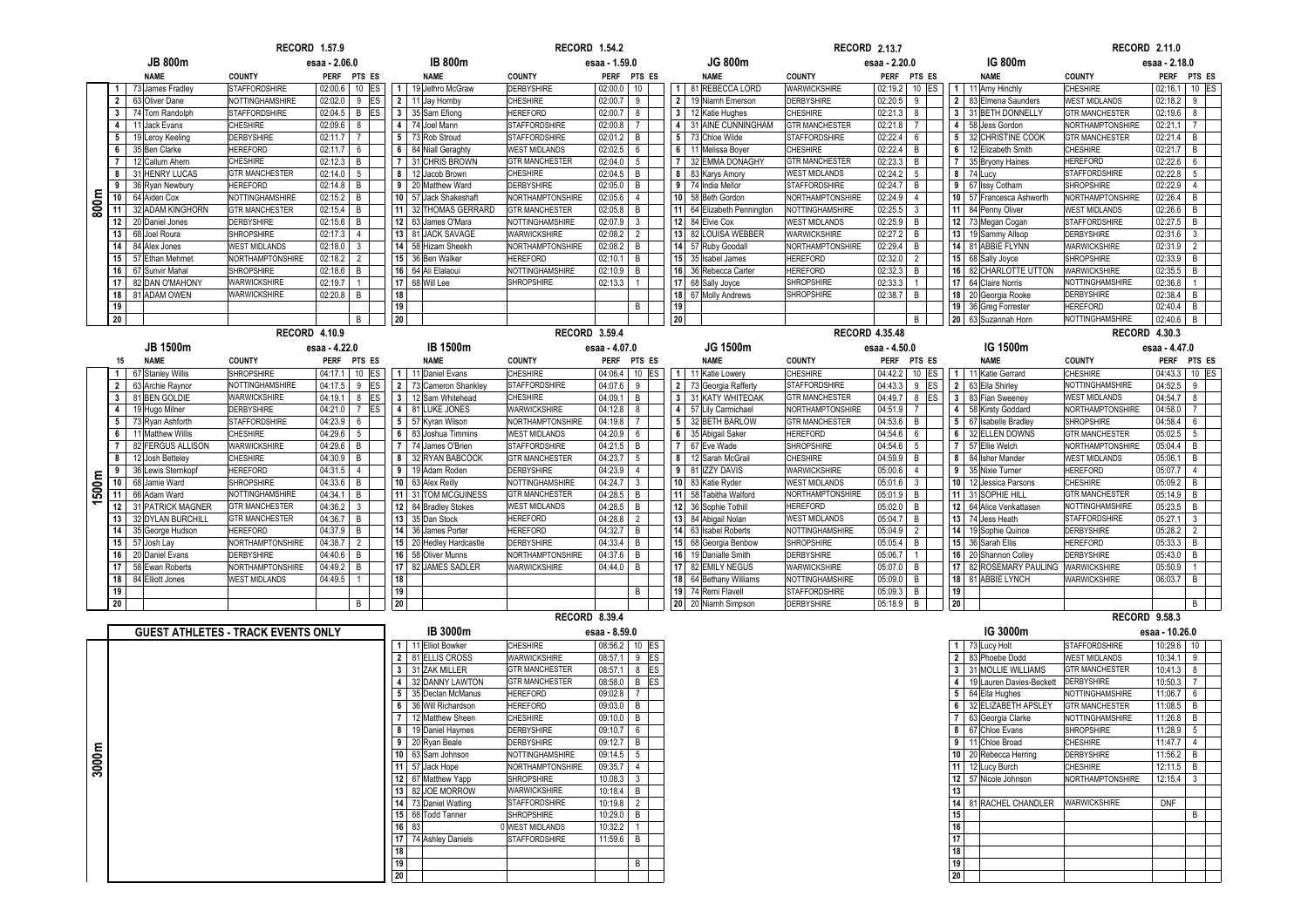## 800m

### JB 800m — RECORD 1.57.9 — esaa - 2.06.0

| | NAME | COUNTY | PERF | PTS | ES |
|---|---|---|---|---|---|
| 1 | 73 James Fradley | STAFFORDSHIRE | 02:00.6 | 10 | ES |
| 2 | 63 Oliver Dane | NOTTINGHAMSHIRE | 02:02.0 | 9 | ES |
| 3 | 74 Tom Randolph | STAFFORDSHIRE | 02:04.5 | B | ES |
| 4 | 11 Jack Evans | CHESHIRE | 02:09.6 | 8 | |
| 5 | 19 Leroy Keeling | DERBYSHIRE | 02:11.7 | 7 | |
| 6 | 35 Ben Clarke | HEREFORD | 02:11.7 | 6 | |
| 7 | 12 Callum Ahern | CHESHIRE | 02:12.3 | B | |
| 8 | 31 HENRY LUCAS | GTR MANCHESTER | 02:14.0 | 5 | |
| 9 | 36 Ryan Newbury | HEREFORD | 02:14.8 | B | |
| 10 | 64 Aiden Cox | NOTTINGHAMSHIRE | 02:15.2 | B | |
| 11 | 32 ADAM KINGHORN | GTR MANCHESTER | 02:15.4 | B | |
| 12 | 20 Daniel Jones | DERBYSHIRE | 02:15.6 | B | |
| 13 | 68 Joel Roura | SHROPSHIRE | 02:17.3 | 4 | |
| 14 | 84 Alex Jones | WEST MIDLANDS | 02:18.0 | 3 | |
| 15 | 57 Ethan Mehmet | NORTHAMPTONSHIRE | 02:18.2 | 2 | |
| 16 | 67 Sunvir Mahal | SHROPSHIRE | 02:18.6 | B | |
| 17 | 82 DAN O'MAHONY | WARWICKSHIRE | 02:19.7 | 1 | |
| 18 | 81 ADAM OWEN | WARWICKSHIRE | 02:20.8 | B | |
| 19 | | | | | |
| 20 | | | | B | |

### IB 800m — RECORD 1.54.2 — esaa - 1.59.0

| | NAME | COUNTY | PERF | PTS | ES |
|---|---|---|---|---|---|
| 1 | 19 Jethro McGraw | DERBYSHIRE | 02:00.0 | 10 | |
| 2 | 11 Jay Hornby | CHESHIRE | 02:00.7 | 9 | |
| 3 | 35 Sam Efiong | HEREFORD | 02:00.7 | 8 | |
| 4 | 74 Joel Mann | STAFFORDSHIRE | 02:00.8 | 7 | |
| 5 | 73 Rob Stroud | STAFFORDSHIRE | 02:01.2 | B | |
| 6 | 84 Niall Geraghty | WEST MIDLANDS | 02:02.5 | 6 | |
| 7 | 31 CHRIS BROWN | GTR MANCHESTER | 02:04.0 | 5 | |
| 8 | 12 Jacob Brown | CHESHIRE | 02:04.5 | B | |
| 9 | 20 Matthew Ward | DERBYSHIRE | 02:05.0 | B | |
| 10 | 57 Jack Shakeshaft | NORTHAMPTONSHIRE | 02:05.6 | 4 | |
| 11 | 32 THOMAS GERRARD | GTR MANCHESTER | 02:05.8 | B | |
| 12 | 63 James O'Mara | NOTTINGHAMSHIRE | 02:07.9 | 3 | |
| 13 | 81 JACK SAVAGE | WARWICKSHIRE | 02:08.2 | 2 | |
| 14 | 58 Hizam Sheekh | NORTHAMPTONSHIRE | 02:08.2 | B | |
| 15 | 36 Ben Walker | HEREFORD | 02:10.1 | B | |
| 16 | 64 Ali Elalaoui | NOTTINGHAMSHIRE | 02:10.9 | B | |
| 17 | 68 Will Lee | SHROPSHIRE | 02:13.3 | 1 | |
| 18 | | | | | |
| 19 | | | | B | |
| 20 | | | | | |

### JG 800m — RECORD 2.13.7 — esaa - 2.20.0

| | NAME | COUNTY | PERF | PTS | ES |
|---|---|---|---|---|---|
| 1 | 81 REBECCA LORD | WARWICKSHIRE | 02:19.2 | 10 | ES |
| 2 | 19 Niamh Emerson | DERBYSHIRE | 02:20.5 | 9 | |
| 3 | 12 Katie Hughes | CHESHIRE | 02:21.3 | 8 | |
| 4 | 31 AINE CUNNINGHAM | GTR MANCHESTER | 02:21.8 | 7 | |
| 5 | 73 Chloe Wilde | STAFFORDSHIRE | 02:22.4 | 6 | |
| 6 | 11 Melissa Boyer | CHESHIRE | 02:22.4 | B | |
| 7 | 32 EMMA DONAGHY | GTR MANCHESTER | 02:23.3 | B | |
| 8 | 83 Karys Amory | WEST MIDLANDS | 02:24.2 | 5 | |
| 9 | 74 India Mellor | STAFFORDSHIRE | 02:24.7 | B | |
| 10 | 58 Beth Gordon | NORTHAMPTONSHIRE | 02:24.9 | 4 | |
| 11 | 64 Elizabeth Pennington | NOTTINGHAMSHIRE | 02:25.5 | 3 | |
| 12 | 84 Elvie Cox | WEST MIDLANDS | 02:25.9 | B | |
| 13 | 82 LOUISA WEBBER | WARWICKSHIRE | 02:27.2 | B | |
| 14 | 57 Ruby Goodall | NORTHAMPTONSHIRE | 02:29.4 | B | |
| 15 | 35 Isabel James | HEREFORD | 02:32.0 | 2 | |
| 16 | 36 Rebecca Carter | HEREFORD | 02:32.3 | B | |
| 17 | 68 Sally Joyce | SHROPSHIRE | 02:33.3 | 1 | |
| 18 | 67 Molly Andrews | SHROPSHIRE | 02:38.7 | B | |
| 19 | | | | | |
| 20 | | | | B | |

### IG 800m — RECORD 2.11.0 — esaa - 2.18.0

| | NAME | COUNTY | PERF | PTS | ES |
|---|---|---|---|---|---|
| 1 | 11 Amy Hinchly | CHESHIRE | 02:16.1 | 10 | ES |
| 2 | 83 Elmena Saunders | WEST MIDLANDS | 02:18.2 | 9 | |
| 3 | 31 BETH DONNELLY | GTR MANCHESTER | 02:19.6 | 8 | |
| 4 | 58 Jess Gordon | NORTHAMPTONSHIRE | 02:21.1 | 7 | |
| 5 | 32 CHRISTINE COOK | GTR MANCHESTER | 02:21.4 | B | |
| 6 | 12 Elizabeth Smith | CHESHIRE | 02:21.7 | B | |
| 7 | 35 Bryony Haines | HEREFORD | 02:22.6 | 6 | |
| 8 | 74 Lucy | STAFFORDSHIRE | 02:22.8 | 5 | |
| 9 | 67 Issy Cotham | SHROPSHIRE | 02:22.9 | 4 | |
| 10 | 57 Francesca Ashworth | NORTHAMPTONSHIRE | 02:26.4 | B | |
| 11 | 84 Penny Oliver | WEST MIDLANDS | 02:26.6 | B | |
| 12 | 73 Megan Cogan | STAFFORDSHIRE | 02:27.5 | B | |
| 13 | 19 Sammy Allsop | DERBYSHIRE | 02:31.6 | 3 | |
| 14 | 81 ABBIE FLYNN | WARWICKSHIRE | 02:31.9 | 2 | |
| 15 | 68 Sally Joyce | SHROPSHIRE | 02:33.9 | B | |
| 16 | 82 CHARLOTTE UTTON | WARWICKSHIRE | 02:35.5 | B | |
| 17 | 64 Claire Norris | NOTTINGHAMSHIRE | 02:36.8 | 1 | |
| 18 | 20 Georgia Rooke | DERBYSHIRE | 02:38.4 | B | |
| 19 | 36 Greg Forrester | HEREFORD | 02:40.4 | B | |
| 20 | 63 Suzannah Horn | NOTTINGHAMSHIRE | 02:40.6 | B | |

## 1500m

### JB 1500m — RECORD 4.10.9 — esaa - 4.22.0

| 15 | NAME | COUNTY | PERF | PTS | ES |
|---|---|---|---|---|---|
| 1 | 67 Stanley Willis | SHROPSHIRE | 04:17.1 | 10 | ES |
| 2 | 63 Archie Raynor | NOTTINGHAMSHIRE | 04:17.5 | 9 | ES |
| 3 | 81 BEN GOLDIE | WARWICKSHIRE | 04:19.1 | 8 | ES |
| 4 | 19 Hugo Milner | DERBYSHIRE | 04:21.0 | 7 | ES |
| 5 | 73 Ryan Ashforth | STAFFORDSHIRE | 04:23.9 | 6 | |
| 6 | 11 Matthew Willis | CHESHIRE | 04:29.6 | 5 | |
| 7 | 82 FERGUS ALLISON | WARWICKSHIRE | 04:29.6 | B | |
| 8 | 12 Josh Betteley | CHESHIRE | 04:30.9 | B | |
| 9 | 36 Lewis Sternkopf | HEREFORD | 04:31.5 | 4 | |
| 10 | 68 Jamie Ward | SHROPSHIRE | 04:33.6 | B | |
| 11 | 66 Adam Ward | NOTTINGHAMSHIRE | 04:34.1 | B | |
| 12 | 31 PATRICK MAGNER | GTR MANCHESTER | 04:36.2 | 3 | |
| 13 | 32 DYLAN BURCHILL | GTR MANCHESTER | 04:36.7 | B | |
| 14 | 35 George Hudson | HEREFORD | 04:37.9 | B | |
| 15 | 57 Josh Lay | NORTHAMPTONSHIRE | 04:38.7 | 2 | |
| 16 | 20 Daniel Evans | DERBYSHIRE | 04:40.6 | B | |
| 17 | 58 Ewan Roberts | NORTHAMPTONSHIRE | 04:49.2 | B | |
| 18 | 84 Elliott Jones | WEST MIDLANDS | 04:49.5 | 1 | |
| 19 | | | | | |
| 20 | | | | B | |

### IB 1500m — RECORD 3.59.4 — esaa - 4.07.0

| | NAME | COUNTY | PERF | PTS | ES |
|---|---|---|---|---|---|
| 1 | 11 Daniel Evans | CHESHIRE | 04:06.4 | 10 | ES |
| 2 | 73 Cameron Shankley | STAFFORDSHIRE | 04:07.6 | 9 | |
| 3 | 12 Sam Whitehead | CHESHIRE | 04:09.1 | B | |
| 4 | 81 LUKE JONES | WARWICKSHIRE | 04:12.8 | 8 | |
| 5 | 57 Kyran Wilson | NORTHAMPTONSHIRE | 04:19.6 | 7 | |
| 6 | 83 Joshua Timmins | WEST MIDLANDS | 04:20.9 | 6 | |
| 7 | 74 James O'Brien | STAFFORDSHIRE | 04:21.5 | B | |
| 8 | 32 RYAN BABCOCK | GTR MANCHESTER | 04:23.7 | 5 | |
| 9 | 19 Adam Roden | DERBYSHIRE | 04:23.9 | 4 | |
| 10 | 63 Alex Reilly | NOTTINGHAMSHIRE | 04:24.7 | 3 | |
| 11 | 31 TOM MCGUINESS | GTR MANCHESTER | 04:28.5 | B | |
| 12 | 84 Bradley Stokes | WEST MIDLANDS | 04:28.5 | B | |
| 13 | 35 Dan Stock | HEREFORD | 04:28.8 | 2 | |
| 14 | 36 James Porter | HEREFORD | 04:32.7 | B | |
| 15 | 20 Hedley Hardcastle | DERBYSHIRE | 04:33.4 | B | |
| 16 | 58 Oliver Munns | NORTHAMPTONSHIRE | 04:37.6 | B | |
| 17 | 82 JAMES SADLER | WARWICKSHIRE | 04:44.0 | B | |
| 18 | | | | | |
| 19 | | | | B | |
| 20 | | | | | |

### JG 1500m — RECORD 4.35.48 — esaa - 4.50.0

| | NAME | COUNTY | PERF | PTS | ES |
|---|---|---|---|---|---|
| 1 | 11 Katie Lowery | CHESHIRE | 04:42.2 | 10 | ES |
| 2 | 73 Georgia Rafferty | STAFFORDSHIRE | 04:43.3 | 9 | ES |
| 3 | 31 KATY WHITEOAK | GTR MANCHESTER | 04:49.7 | 8 | ES |
| 4 | 57 Lily Carmichael | NORTHAMPTONSHIRE | 04:51.9 | 7 | |
| 5 | 32 BETH BARLOW | GTR MANCHESTER | 04:53.6 | B | |
| 6 | 35 Abigail Saker | HEREFORD | 04:54.6 | 6 | |
| 7 | 67 Eve Wade | SHROPSHIRE | 04:54.6 | 5 | |
| 8 | 12 Sarah McGrail | CHESHIRE | 04:59.9 | B | |
| 9 | 81 IZZY DAVIS | WARWICKSHIRE | 05:00.6 | 4 | |
| 10 | 83 Katie Ryder | WEST MIDLANDS | 05:01.6 | 3 | |
| 11 | 58 Tabitha Walford | NORTHAMPTONSHIRE | 05:01.9 | B | |
| 12 | 36 Sophie Tothill | HEREFORD | 05:02.0 | B | |
| 13 | 84 Abigail Nolan | WEST MIDLANDS | 05:04.7 | B | |
| 14 | 63 Isabel Roberts | NOTTINGHAMSHIRE | 05:04.9 | 2 | |
| 15 | 68 Georgia Benbow | SHROPSHIRE | 05:05.4 | B | |
| 16 | 19 Danialle Smith | DERBYSHIRE | 05:06.7 | 1 | |
| 17 | 82 EMILY NEGUS | WARWICKSHIRE | 05:07.0 | B | |
| 18 | 64 Bethany Williams | NOTTINGHAMSHIRE | 05:09.0 | B | |
| 19 | 74 Remi Flavell | STAFFORDSHIRE | 05:09.3 | B | |
| 20 | 20 Niamh Simpson | DERBYSHIRE | 05:18.9 | B | |

### IG 1500m — RECORD 4.30.3 — esaa - 4.47.0

| | NAME | COUNTY | PERF | PTS | ES |
|---|---|---|---|---|---|
| 1 | 11 Katie Gerrard | CHESHIRE | 04:43.3 | 10 | ES |
| 2 | 63 Ella Shirley | NOTTINGHAMSHIRE | 04:52.5 | 9 | |
| 3 | 83 Fian Sweeney | WEST MIDLANDS | 04:54.7 | 8 | |
| 4 | 58 Kirsty Goddard | NORTHAMPTONSHIRE | 04:58.0 | 7 | |
| 5 | 67 Isabelle Bradley | SHROPSHIRE | 04:58.4 | 6 | |
| 6 | 32 ELLEN DOWNS | GTR MANCHESTER | 05:02.5 | 5 | |
| 7 | 57 Ellie Welch | NORTHAMPTONSHIRE | 05:04.4 | B | |
| 8 | 84 Isher Mander | WEST MIDLANDS | 05:06.1 | B | |
| 9 | 35 Nixie Turner | HEREFORD | 05:07.7 | 4 | |
| 10 | 12 Jessica Parsons | CHESHIRE | 05:09.2 | B | |
| 11 | 31 SOPHIE HILL | GTR MANCHESTER | 05:14.9 | B | |
| 12 | 64 Alice Venkattasen | NOTTINGHAMSHIRE | 05:23.5 | B | |
| 13 | 74 Jess Heath | STAFFORDSHIRE | 05:27.1 | 3 | |
| 14 | 19 Sophie Quince | DERBYSHIRE | 05:28.2 | 2 | |
| 15 | 36 Sarah Ellis | HEREFORD | 05:33.3 | B | |
| 16 | 20 Shannon Colley | DERBYSHIRE | 05:43.0 | B | |
| 17 | 82 ROSEMARY PAULING | WARWICKSHIRE | 05:50.9 | 1 | |
| 18 | 81 ABBIE LYNCH | WARWICKSHIRE | 06:03.7 | B | |
| 19 | | | | | |
| 20 | | | | B | |

## GUEST ATHLETES - TRACK EVENTS ONLY

## 3000m

### IB 3000m — RECORD 8.39.4 — esaa - 8.59.0

| | NAME | COUNTY | PERF | PTS | ES |
|---|---|---|---|---|---|
| 1 | 11 Elliot Bowker | CHESHIRE | 08:56.2 | 10 | ES |
| 2 | 81 ELLIS CROSS | WARWICKSHIRE | 08:57.1 | 9 | ES |
| 3 | 31 ZAK MILLER | GTR MANCHESTER | 08:57.1 | 8 | ES |
| 4 | 32 DANNY LAWTON | GTR MANCHESTER | 08:58.0 | B | ES |
| 5 | 35 Declan McManus | HEREFORD | 09:02.8 | 7 | |
| 6 | 36 Will Richardson | HEREFORD | 09:03.0 | B | |
| 7 | 12 Matthew Sheen | CHESHIRE | 09:10.0 | B | |
| 8 | 19 Daniel Haymes | DERBYSHIRE | 09:10.7 | 6 | |
| 9 | 20 Ryan Beale | DERBYSHIRE | 09:12.7 | B | |
| 10 | 63 Sam Johnson | NOTTINGHAMSHIRE | 09:14.5 | 5 | |
| 11 | 57 Jack Hope | NORTHAMPTONSHIRE | 09:35.7 | 4 | |
| 12 | 67 Matthew Yapp | SHROPSHIRE | 10:08.3 | 3 | |
| 13 | 82 JOE MORROW | WARWICKSHIRE | 10:18.4 | B | |
| 14 | 73 Daniel Watling | STAFFORDSHIRE | 10:19.8 | 2 | |
| 15 | 68 Todd Tanner | SHROPSHIRE | 10:29.0 | B | |
| 16 | 83 0 | WEST MIDLANDS | 10:32.2 | 1 | |
| 17 | 74 Ashley Daniels | STAFFORDSHIRE | 11:59.6 | B | |
| 18 | | | | | |
| 19 | | | | B | |
| 20 | | | | | |

### IG 3000m — RECORD 9.58.3 — esaa - 10.26.0

| | NAME | COUNTY | PERF | PTS | ES |
|---|---|---|---|---|---|
| 1 | 73 Lucy Holt | STAFFORDSHIRE | 10:29.6 | 10 | |
| 2 | 83 Phoebe Dodd | WEST MIDLANDS | 10:34.1 | 9 | |
| 3 | 31 MOLLIE WILLIAMS | GTR MANCHESTER | 10:41.3 | 8 | |
| 4 | 19 Lauren Davies-Beckett | DERBYSHIRE | 10:50.3 | 7 | |
| 5 | 64 Ella Hughes | NOTTINGHAMSHIRE | 11:06.7 | 6 | |
| 6 | 32 ELIZABETH APSLEY | GTR MANCHESTER | 11:08.5 | B | |
| 7 | 63 Georgia Clarke | NOTTINGHAMSHIRE | 11:26.8 | B | |
| 8 | 67 Chloe Evans | SHROPSHIRE | 11:28.9 | 5 | |
| 9 | 11 Chloe Broad | CHESHIRE | 11:47.7 | 4 | |
| 10 | 20 Rebecca Herring | DERBYSHIRE | 11:56.2 | B | |
| 11 | 12 Lucy Burch | CHESHIRE | 12:11.5 | B | |
| 12 | 57 Nicole Johnson | NORTHAMPTONSHIRE | 12:15.4 | 3 | |
| 13 | | | | | |
| 14 | 81 RACHEL CHANDLER | WARWICKSHIRE | DNF | | |
| 15 | | | | B | |
| 16 | | | | | |
| 17 | | | | | |
| 18 | | | | | |
| 19 | | | | | |
| 20 | | | | | |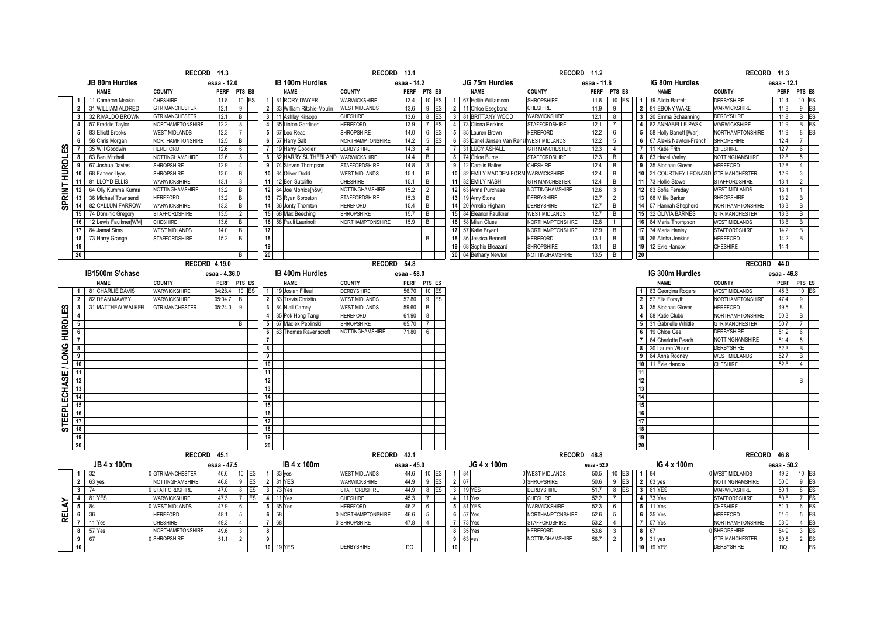## SPRINT HURDLES

### JB 80m Hurdles — RECORD 11.3 — esaa - 12.0

| | NAME | COUNTY | PERF | PTS | ES |
|---|---|---|---|---|---|
| 1 | 11 Cameron Meakin | CHESHIRE | 11.8 | 10 | ES |
| 2 | 31 WILLIAM ALDRED | GTR MANCHESTER | 12.1 | 9 | |
| 3 | 32 RIVALDO BROWN | GTR MANCHESTER | 12.1 | B | |
| 4 | 57 Freddie Taylor | NORTHAMPTONSHIRE | 12.2 | 8 | |
| 5 | 83 Elliott Brooks | WEST MIDLANDS | 12.3 | 7 | |
| 6 | 58 Chris Morgan | NORTHAMPTONSHIRE | 12.5 | B | |
| 7 | 35 Will Goodwin | HEREFORD | 12.6 | 6 | |
| 8 | 63 Ben Mitchell | NOTTINGHAMSHIRE | 12.6 | 5 | |
| 9 | 67 Joshua Davies | SHROPSHIRE | 12.9 | 4 | |
| 10 | 68 Faheen Ilyas | SHROPSHIRE | 13.0 | B | |
| 11 | 81 LLOYD ELLIS | WARWICKSHIRE | 13.1 | 3 | |
| 12 | 64 Olly Kumma Kumra | NOTTINGHAMSHIRE | 13.2 | B | |
| 13 | 36 Michael Townsend | HEREFORD | 13.2 | B | |
| 14 | 82 CALLUM FARROW | WARWICKSHIRE | 13.3 | B | |
| 15 | 74 Dominic Gregory | STAFFORDSHIRE | 13.5 | 2 | |
| 16 | 12 Lewis Faulkner[WM] | CHESHIRE | 13.6 | B | |
| 17 | 84 Jamal Sims | WEST MIDLANDS | 14.0 | B | |
| 18 | 73 Harry Grange | STAFFORDSHIRE | 15.2 | B | |
| 19 | | | | | |
| 20 | | | | B | |

### IB 100m Hurdles — RECORD 13.1 — esaa - 14.2

| | NAME | COUNTY | PERF | PTS | ES |
|---|---|---|---|---|---|
| 1 | 81 RORY DWYER | WARWICKSHIRE | 13.4 | 10 | ES |
| 2 | 83 William Ritchie-Moulin | WEST MIDLANDS | 13.6 | 9 | ES |
| 3 | 11 Ashley Kirsopp | CHESHIRE | 13.6 | 8 | ES |
| 4 | 35 Linton Gardiner | HEREFORD | 13.9 | 7 | ES |
| 5 | 67 Leo Read | SHROPSHIRE | 14.0 | 6 | ES |
| 6 | 57 Harry Salt | NORTHAMPTONSHIRE | 14.2 | 5 | ES |
| 7 | 19 Harry Goodier | DERBYSHIRE | 14.3 | 4 | |
| 8 | 82 HARRY SUTHERLAND | WARWICKSHIRE | 14.4 | B | |
| 9 | 74 Steven Thompson | STAFFORDSHIRE | 14.8 | 3 | |
| 10 | 84 Oliver Dodd | WEST MIDLANDS | 15.1 | B | |
| 11 | 12 Ben Sutcliffe | CHESHIRE | 15.1 | B | |
| 12 | 64 Joe Morrice[h&w] | NOTTINGHAMSHIRE | 15.2 | 2 | |
| 13 | 73 Ryan Sproston | STAFFORDSHIRE | 15.3 | B | |
| 14 | 36 Jonty Thornton | HEREFORD | 15.4 | B | |
| 15 | 68 Max Beeching | SHROPSHIRE | 15.7 | B | |
| 16 | 58 Pauli Laurinolli | NORTHAMPTONSHIRE | 15.9 | B | |
| 17 | | | | | |
| 18 | | | | B | |
| 19 | | | | | |
| 20 | | | | | |

### JG 75m Hurdles — RECORD 11.2 — esaa - 11.8

| | NAME | COUNTY | PERF | PTS | ES |
|---|---|---|---|---|---|
| 1 | 67 Hollie Williamson | SHROPSHIRE | 11.8 | 10 | ES |
| 2 | 11 Chloe Esegbona | CHESHIRE | 11.9 | 9 | |
| 3 | 81 BRITTANY WOOD | WARWICKSHIRE | 12.1 | 8 | |
| 4 | 73 Cliona Perkins | STAFFORDSHIRE | 12.1 | 7 | |
| 5 | 35 Lauren Brown | HEREFORD | 12.2 | 6 | |
| 6 | 83 Danel Jansen Van Rensburg | WEST MIDLANDS | 12.2 | 5 | |
| 7 | 31 LUCY ASHALL | GTR MANCHESTER | 12.3 | 4 | |
| 8 | 74 Chloe Burns | STAFFORDSHIRE | 12.3 | B | |
| 9 | 12 Daralis Bailey | CHESHIRE | 12.4 | B | |
| 10 | 82 EMILY MADDEN-FORMAN | WARWICKSHIRE | 12.4 | B | |
| 11 | 32 EMILY NASH | GTR MANCHESTER | 12.4 | B | |
| 12 | 63 Anna Purchase | NOTTINGHAMSHIRE | 12.6 | 3 | |
| 13 | 19 Amy Stone | DERBYSHIRE | 12.7 | 2 | |
| 14 | 20 Amelia Higham | DERBYSHIRE | 12.7 | B | |
| 15 | 84 Eleanor Faulkner | WEST MIDLANDS | 12.7 | B | |
| 16 | 58 Milan Clues | NORTHAMPTONSHIRE | 12.8 | 1 | |
| 17 | 57 Katie Bryant | NORTHAMPTONSHIRE | 12.9 | B | |
| 18 | 36 Jessica Bennett | HEREFORD | 13.1 | B | |
| 19 | 68 Sophie Bleazard | SHROPSHIRE | 13.1 | B | |
| 20 | 64 Bethany Newton | NOTTINGHAMSHIRE | 13.5 | B | |

### IG 80m Hurdles — RECORD 11.3 — esaa - 12.1

| | NAME | COUNTY | PERF | PTS | ES |
|---|---|---|---|---|---|
| 1 | 19 Alicia Barrett | DERBYSHIRE | 11.4 | 10 | ES |
| 2 | 81 EBONY WAKE | WARWICKSHIRE | 11.8 | 9 | ES |
| 3 | 20 Emma Schaanning | DERBYSHIRE | 11.8 | B | ES |
| 4 | 82 ANNABELLE PASK | WARWICKSHIRE | 11.9 | B | ES |
| 5 | 58 Holly Barrett [War] | NORTHAMPTONSHIRE | 11.9 | 8 | ES |
| 6 | 67 Alexis Newton-French | SHROPSHIRE | 12.4 | 7 | |
| 7 | 11 Katie Frith | CHESHIRE | 12.7 | 6 | |
| 8 | 63 Hazel Varley | NOTTINGHAMSHIRE | 12.8 | 5 | |
| 9 | 35 Siobhan Glover | HEREFORD | 12.8 | 4 | |
| 10 | 31 COURTNEY LEONARD | GTR MANCHESTER | 12.9 | 3 | |
| 11 | 73 Hollie Stowe | STAFFORDSHIRE | 13.1 | 2 | |
| 12 | 83 Sofia Fereday | WEST MIDLANDS | 13.1 | 1 | |
| 13 | 68 Millie Barker | SHROPSHIRE | 13.2 | B | |
| 14 | 57 Hannah Shepherd | NORTHAMPTONSHIRE | 13.3 | B | |
| 15 | 32 OLIVIA BARNES | GTR MANCHESTER | 13.3 | B | |
| 16 | 84 Maria Thompson | WEST MIDLANDS | 13.8 | B | |
| 17 | 74 Maria Hanley | STAFFORDSHIRE | 14.2 | B | |
| 18 | 36 Alisha Jenkins | HEREFORD | 14.2 | B | |
| 19 | 12 Evie Hancox | CHESHIRE | 14.4 | | |
| 20 | | | | | |

## STEEPLECHASE / LONG HURDLES

### IB1500m S'chase — RECORD 4.19.0 — esaa - 4.36.0

| | NAME | COUNTY | PERF | PTS | ES |
|---|---|---|---|---|---|
| 1 | 81 CHARLIE DAVIS | WARWICKSHIRE | 04:28.4 | 10 | ES |
| 2 | 82 DEAN MAWBY | WARWICKSHIRE | 05:04.7 | B | |
| 3 | 31 MATTHEW WALKER | GTR MANCHESTER | 05:24.0 | 9 | |
| 4 | | | | | |
| 5 | | | | B | |
| 6–20 | | | | | |

### IB 400m Hurdles — RECORD 54.8 — esaa - 58.0

| | NAME | COUNTY | PERF | PTS | ES |
|---|---|---|---|---|---|
| 1 | 19 Josiah Filleul | DERBYSHIRE | 56.70 | 10 | ES |
| 2 | 83 Travis Christio | WEST MIDLANDS | 57.80 | 9 | ES |
| 3 | 84 Niall Carney | WEST MIDLANDS | 59.60 | B | |
| 4 | 35 Pok Hong Tang | HEREFORD | 61.90 | 8 | |
| 5 | 67 Maciek Peplinski | SHROPSHIRE | 65.70 | 7 | |
| 6 | 63 Thomas Ravenscroft | NOTTINGHAMSHIRE | 71.80 | 6 | |
| 7–20 | | | | | |

### IG 300m Hurdles — RECORD 44.0 — esaa - 46.8

| | NAME | COUNTY | PERF | PTS | ES |
|---|---|---|---|---|---|
| 1 | 83 Georgina Rogers | WEST MIDLANDS | 45.3 | 10 | ES |
| 2 | 57 Ella Forsyth | NORTHAMPTONSHIRE | 47.4 | 9 | |
| 3 | 35 Siobhan Glover | HEREFORD | 49.5 | 8 | |
| 4 | 58 Katie Clubb | NORTHAMPTONSHIRE | 50.3 | B | |
| 5 | 31 Gabrielle Whittle | GTR MANCHESTER | 50.7 | 7 | |
| 6 | 19 Chloe Gee | DERBYSHIRE | 51.2 | 6 | |
| 7 | 64 Charlotte Peach | NOTTINGHAMSHIRE | 51.4 | 5 | |
| 8 | 20 Lauren Wilson | DERBYSHIRE | 52.3 | B | |
| 9 | 84 Anna Rooney | WEST MIDLANDS | 52.7 | B | |
| 10 | 11 Evie Hancox | CHESHIRE | 52.8 | 4 | |
| 11 | | | | | |
| 12 | | | | B | |
| 13–20 | | | | | |

## RELAY

### JB 4 x 100m — RECORD 45.1 — esaa - 47.5

| | | COUNTY | PERF | PTS | ES |
|---|---|---|---|---|---|
| 1 | 32 | 0 GTR MANCHESTER | 46.6 | 10 | ES |
| 2 | 63 yes | NOTTINGHAMSHIRE | 46.8 | 9 | ES |
| 3 | 74 | 0 STAFFORDSHIRE | 47.0 | 8 | ES |
| 4 | 81 YES | WARWICKSHIRE | 47.3 | 7 | ES |
| 5 | 84 | 0 WEST MIDLANDS | 47.9 | 6 | |
| 6 | 36 | HEREFORD | 48.1 | 5 | |
| 7 | 11 Yes | CHESHIRE | 49.3 | 4 | |
| 8 | 57 Yes | NORTHAMPTONSHIRE | 49.6 | 3 | |
| 9 | 67 | 0 SHROPSHIRE | 51.1 | 2 | |
| 10 | | | | | |

### IB 4 x 100m — RECORD 42.1 — esaa - 45.0

| | | COUNTY | PERF | PTS | ES |
|---|---|---|---|---|---|
| 1 | 83 yes | WEST MIDLANDS | 44.6 | 10 | ES |
| 2 | 81 YES | WARWICKSHIRE | 44.9 | 9 | ES |
| 3 | 73 Yes | STAFFORDSHIRE | 44.9 | 8 | ES |
| 4 | 11 Yes | CHESHIRE | 45.3 | 7 | |
| 5 | 35 Yes | HEREFORD | 46.2 | 6 | |
| 6 | 58 | 0 NORTHAMPTONSHIRE | 46.6 | 5 | |
| 7 | 68 | 0 SHROPSHIRE | 47.8 | 4 | |
| 8 | | | | | |
| 9 | | | | | |
| 10 | 19 YES | DERBYSHIRE | DQ | | |

### JG 4 x 100m — RECORD 48.8 — esaa - 52.0

| | | COUNTY | PERF | PTS | ES |
|---|---|---|---|---|---|
| 1 | 84 | 0 WEST MIDLANDS | 50.5 | 10 | ES |
| 2 | 67 | 0 SHROPSHIRE | 50.6 | 9 | ES |
| 3 | 19 YES | DERBYSHIRE | 51.7 | 8 | ES |
| 4 | 11 Yes | CHESHIRE | 52.2 | 7 | |
| 5 | 81 YES | WARWICKSHIRE | 52.3 | 6 | |
| 6 | 57 Yes | NORTHAMPTONSHIRE | 52.6 | 5 | |
| 7 | 73 Yes | STAFFORDSHIRE | 53.2 | 4 | |
| 8 | 35 Yes | HEREFORD | 53.6 | 3 | |
| 9 | 63 yes | NOTTINGHAMSHIRE | 56.7 | 2 | |
| 10 | | | | | |

### IG 4 x 100m — RECORD 46.8 — esaa - 50.2

| | | COUNTY | PERF | PTS | ES |
|---|---|---|---|---|---|
| 1 | 84 | 0 WEST MIDLANDS | 49.2 | 10 | ES |
| 2 | 63 yes | NOTTINGHAMSHIRE | 50.0 | 9 | ES |
| 3 | 81 YES | WARWICKSHIRE | 50.1 | 8 | ES |
| 4 | 73 Yes | STAFFORDSHIRE | 50.8 | 7 | ES |
| 5 | 11 Yes | CHESHIRE | 51.1 | 6 | ES |
| 6 | 35 Yes | HEREFORD | 51.6 | 5 | ES |
| 7 | 57 Yes | NORTHAMPTONSHIRE | 53.0 | 4 | ES |
| 8 | 67 | 0 SHROPSHIRE | 54.9 | 3 | ES |
| 9 | 31 yes | GTR MANCHESTER | 60.5 | 2 | ES |
| 10 | 19 YES | DERBYSHIRE | DQ | | ES |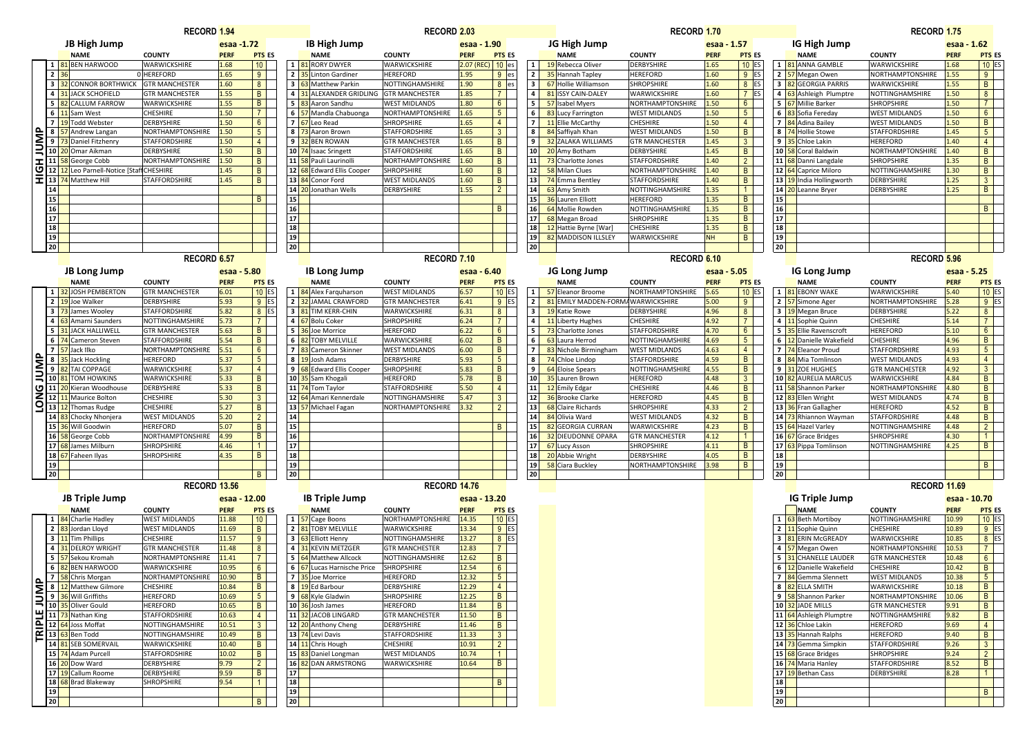## HIGH JUMP

### JB High Jump

RECORD 1.94 — esaa -1.72

| | | NAME | COUNTY | PERF | PTS | ES |
|---|---|---|---|---|---|---|
| 1 | 81 | BEN HARWOOD | WARWICKSHIRE | 1.68 | 10 | |
| 2 | 36 | | 0 HEREFORD | 1.65 | 9 | |
| 3 | 32 | CONNOR BORTHWICK | GTR MANCHESTER | 1.60 | 8 | |
| 4 | 31 | JACK SCHOFIELD | GTR MANCHESTER | 1.55 | B | |
| 5 | 82 | CALLUM FARROW | WARWICKSHIRE | 1.55 | B | |
| 6 | 11 | Sam West | CHESHIRE | 1.50 | 7 | |
| 7 | 19 | Todd Webster | DERBYSHIRE | 1.50 | 6 | |
| 8 | 57 | Andrew Langan | NORTHAMPTONSHIRE | 1.50 | 5 | |
| 9 | 73 | Daniel Fitzhenry | STAFFORDSHIRE | 1.50 | 4 | |
| 10 | 20 | Omar Aikman | DERBYSHIRE | 1.50 | B | |
| 11 | 58 | George Cobb | NORTHAMPTONSHIRE | 1.50 | B | |
| 12 | 12 | Leo Parnell-Notice [Staff | CHESHIRE | 1.45 | B | |
| 13 | 74 | Matthew Hill | STAFFORDSHIRE | 1.45 | B | |
| 14 | | | | | | |
| 15 | | | | | B | |
| 16 | | | | | | |
| 17 | | | | | | |
| 18 | | | | | | |
| 19 | | | | | | |
| 20 | | | | | | |

### IB High Jump

RECORD 2.03 — esaa - 1.90

| | | NAME | COUNTY | PERF | PTS | ES |
|---|---|---|---|---|---|---|
| 1 | 81 | RORY DWYER | WARWICKSHIRE | 2.07 (REC) | 10 | es |
| 2 | 35 | Linton Gardiner | HEREFORD | 1.95 | 9 | es |
| 3 | 63 | Matthew Parkin | NOTTINGHAMSHIRE | 1.90 | 8 | es |
| 4 | 31 | ALEXANDER GRIDLING | GTR MANCHESTER | 1.85 | 7 | |
| 5 | 83 | Aaron Sandhu | WEST MIDLANDS | 1.80 | 6 | |
| 6 | 57 | Mandla Chabuonga | NORTHAMPTONSHIRE | 1.65 | 5 | |
| 7 | 67 | Leo Read | SHROPSHIRE | 1.65 | 4 | |
| 8 | 73 | Aaron Brown | STAFFORDSHIRE | 1.65 | 3 | |
| 9 | 32 | BEN ROWAN | GTR MANCHESTER | 1.65 | B | |
| 10 | 74 | Isaac Sringett | STAFFORDSHIRE | 1.65 | B | |
| 11 | 58 | Pauli Laurinolli | NORTHAMPTONSHIRE | 1.60 | B | |
| 12 | 68 | Edward Ellis Cooper | SHROPSHIRE | 1.60 | B | |
| 13 | 84 | Conor Ford | WEST MIDLANDS | 1.60 | B | |
| 14 | 20 | Jonathan Wells | DERBYSHIRE | 1.55 | 2 | |
| 15 | | | | | | |
| 16 | | | | | B | |
| 17 | | | | | | |
| 18 | | | | | | |
| 19 | | | | | | |
| 20 | | | | | | |

### JG High Jump

RECORD 1.70 — esaa - 1.57

| | | NAME | COUNTY | PERF | PTS | ES |
|---|---|---|---|---|---|---|
| 1 | 19 | Rebecca Oliver | DERBYSHIRE | 1.65 | 10 | ES |
| 2 | 35 | Hannah Tapley | HEREFORD | 1.60 | 9 | ES |
| 3 | 67 | Hollie Williamson | SHROPSHIRE | 1.60 | 8 | ES |
| 4 | 81 | ISSY CAIN-DALEY | WARWICKSHIRE | 1.60 | 7 | ES |
| 5 | 57 | Isabel Myers | NORTHAMPTONSHIRE | 1.50 | 6 | |
| 6 | 83 | Lucy Farrington | WEST MIDLANDS | 1.50 | 5 | |
| 7 | 11 | Ellie McCarthy | CHESHIRE | 1.50 | 4 | |
| 8 | 84 | Saffiyah Khan | WEST MIDLANDS | 1.50 | B | |
| 9 | 32 | ZALAKA WILLIAMS | GTR MANCHESTER | 1.45 | 3 | |
| 10 | 20 | Amy Botham | DERBYSHIRE | 1.45 | B | |
| 11 | 73 | Charlotte Jones | STAFFORDSHIRE | 1.40 | 2 | |
| 12 | 58 | Milan Clues | NORTHAMPTONSHIRE | 1.40 | B | |
| 13 | 74 | Emma Bentley | STAFFORDSHIRE | 1.40 | B | |
| 14 | 63 | Amy Smith | NOTTINGHAMSHIRE | 1.35 | 1 | |
| 15 | 36 | Lauren Elliott | HEREFORD | 1.35 | B | |
| 16 | 64 | Mollie Rowden | NOTTINGHAMSHIRE | 1.35 | B | |
| 17 | 68 | Megan Broad | SHROPSHIRE | 1.35 | B | |
| 18 | 12 | Hattie Byrne [War] | CHESHIRE | 1.35 | B | |
| 19 | 82 | MADDISON ILLSLEY | WARWICKSHIRE | NH | B | |
| 20 | | | | | | |

### IG High Jump

RECORD 1.75 — esaa - 1.62

| | | NAME | COUNTY | PERF | PTS | ES |
|---|---|---|---|---|---|---|
| 1 | 81 | ANNA GAMBLE | WARWICKSHIRE | 1.68 | 10 | ES |
| 2 | 57 | Megan Owen | NORTHAMPTONSHIRE | 1.55 | 9 | |
| 3 | 82 | GEORGIA PARRIS | WARWICKSHIRE | 1.55 | B | |
| 4 | 63 | Ashleigh Plumptre | NOTTINGHAMSHIRE | 1.50 | 8 | |
| 5 | 67 | Millie Barker | SHROPSHIRE | 1.50 | 7 | |
| 6 | 83 | Sofia Fereday | WEST MIDLANDS | 1.50 | 6 | |
| 7 | 84 | Adina Bailey | WEST MIDLANDS | 1.50 | B | |
| 8 | 74 | Hollie Stowe | STAFFORDSHIRE | 1.45 | 5 | |
| 9 | 35 | Chloe Lakin | HEREFORD | 1.40 | 4 | |
| 10 | 58 | Coral Baldwin | NORTHAMPTONSHIRE | 1.40 | B | |
| 11 | 68 | Danni Langdale | SHROPSHIRE | 1.35 | B | |
| 12 | 64 | Caprice Miloro | NOTTINGHAMSHIRE | 1.30 | B | |
| 13 | 19 | India Hollingworth | DERBYSHIRE | 1.25 | 3 | |
| 14 | 20 | Leanne Bryer | DERBYSHIRE | 1.25 | B | |
| 15 | | | | | | |
| 16 | | | | | B | |
| 17 | | | | | | |
| 18 | | | | | | |
| 19 | | | | | | |
| 20 | | | | | | |

## LONG JUMP

### JB Long Jump

RECORD 6.57 — esaa - 5.80

| | | NAME | COUNTY | PERF | PTS | ES |
|---|---|---|---|---|---|---|
| 1 | 32 | JOSH PEMBERTON | GTR MANCHESTER | 6.01 | 10 | ES |
| 2 | 19 | Joe Walker | DERBYSHIRE | 5.93 | 9 | ES |
| 3 | 73 | James Wooley | STAFFORDSHIRE | 5.82 | 8 | ES |
| 4 | 63 | Amarni Saunders | NOTTINGHAMSHIRE | 5.73 | 7 | |
| 5 | 31 | JACK HALLIWELL | GTR MANCHESTER | 5.63 | B | |
| 6 | 74 | Cameron Steven | STAFFORDSHIRE | 5.54 | B | |
| 7 | 57 | Jack Ilko | NORTHAMPTONSHIRE | 5.51 | 6 | |
| 8 | 35 | Jack Hockling | HEREFORD | 5.37 | 5 | |
| 9 | 82 | TAI COPPAGE | WARWICKSHIRE | 5.37 | 4 | |
| 10 | 81 | TOM HOWKINS | WARWICKSHIRE | 5.33 | B | |
| 11 | 20 | Kieran Woodhouse | DERBYSHIRE | 5.33 | B | |
| 12 | 11 | Maurice Bolton | CHESHIRE | 5.30 | 3 | |
| 13 | 12 | Thomas Rudge | CHESHIRE | 5.27 | B | |
| 14 | 83 | Chocky Nhonjera | WEST MIDLANDS | 5.20 | 2 | |
| 15 | 36 | Will Goodwin | HEREFORD | 5.07 | B | |
| 16 | 58 | George Cobb | NORTHAMPTONSHIRE | 4.99 | B | |
| 17 | 68 | James Milburn | SHROPSHIRE | 4.46 | 1 | |
| 18 | 67 | Faheen Ilyas | SHROPSHIRE | 4.35 | B | |
| 19 | | | | | | |
| 20 | | | | | B | |

### IB Long Jump

RECORD 7.10 — esaa - 6.40

| | | NAME | COUNTY | PERF | PTS | ES |
|---|---|---|---|---|---|---|
| 1 | 84 | Alex Farquharson | WEST MIDLANDS | 6.57 | 10 | ES |
| 2 | 32 | JAMAL CRAWFORD | GTR MANCHESTER | 6.41 | 9 | ES |
| 3 | 81 | TIM KERR-CHIN | WARWICKSHIRE | 6.31 | 8 | |
| 4 | 67 | Bolu Coker | SHROPSHIRE | 6.24 | 7 | |
| 5 | 36 | Joe Morrice | HEREFORD | 6.22 | 6 | |
| 6 | 82 | TOBY MELVILLE | WARWICKSHIRE | 6.02 | B | |
| 7 | 83 | Cameron Skinner | WEST MIDLANDS | 6.00 | B | |
| 8 | 19 | Josh Adams | DERBYSHIRE | 5.93 | 5 | |
| 9 | 68 | Edward Ellis Cooper | SHROPSHIRE | 5.83 | B | |
| 10 | 35 | Sam Khogali | HEREFORD | 5.78 | B | |
| 11 | 74 | Tom Taylor | STAFFORDSHIRE | 5.50 | 4 | |
| 12 | 64 | Amari Kennerdale | NOTTINGHAMSHIRE | 5.47 | 3 | |
| 13 | 57 | Michael Fagan | NORTHAMPTONSHIRE | 3.32 | 2 | |
| 14 | | | | | | |
| 15 | | | | | B | |
| 16 | | | | | | |
| 17 | | | | | | |
| 18 | | | | | | |
| 19 | | | | | | |
| 20 | | | | | | |

### JG Long Jump

RECORD 6.10 — esaa - 5.05

| | | NAME | COUNTY | PERF | PTS | ES |
|---|---|---|---|---|---|---|
| 1 | 57 | Eleanor Broome | NORTHAMPTONSHIRE | 5.65 | 10 | ES |
| 2 | 81 | EMILY MADDEN-FORMA | WARWICKSHIRE | 5.00 | 9 | |
| 3 | 19 | Katie Rowe | DERBYSHIRE | 4.96 | 8 | |
| 4 | 11 | Liberty Hughes | CHESHIRE | 4.92 | 7 | |
| 5 | 73 | Charlotte Jones | STAFFORDSHIRE | 4.70 | 6 | |
| 6 | 63 | Laura Herrod | NOTTINGHAMSHIRE | 4.69 | 5 | |
| 7 | 83 | Nichole Birmingham | WEST MIDLANDS | 4.63 | 4 | |
| 8 | 74 | Chloe Lindop | STAFFORDSHIRE | 4.59 | B | |
| 9 | 64 | Eloise Spears | NOTTINGHAMSHIRE | 4.55 | B | |
| 10 | 35 | Lauren Brown | HEREFORD | 4.48 | 3 | |
| 11 | 12 | Emily Edgar | CHESHIRE | 4.46 | B | |
| 12 | 36 | Brooke Clarke | HEREFORD | 4.45 | B | |
| 13 | 68 | Claire Richards | SHROPSHIRE | 4.33 | 2 | |
| 14 | 84 | Olivia Ward | WEST MIDLANDS | 4.32 | B | |
| 15 | 82 | GEORGIA CURRAN | WARWICKSHIRE | 4.23 | B | |
| 16 | 32 | DIEUDONNE OPARA | GTR MANCHESTER | 4.12 | 1 | |
| 17 | 67 | Lucy Asson | SHROPSHIRE | 4.11 | B | |
| 18 | 20 | Abbie Wright | DERBYSHIRE | 4.05 | B | |
| 19 | 58 | Ciara Buckley | NORTHAMPTONSHIRE | 3.98 | B | |
| 20 | | | | | | |

### IG Long Jump

RECORD 5.96 — esaa - 5.25

| | | NAME | COUNTY | PERF | PTS | ES |
|---|---|---|---|---|---|---|
| 1 | 81 | EBONY WAKE | WARWICKSHIRE | 5.40 | 10 | ES |
| 2 | 57 | Simone Ager | NORTHAMPTONSHIRE | 5.28 | 9 | ES |
| 3 | 19 | Megan Bruce | DERBYSHIRE | 5.22 | 8 | |
| 4 | 11 | Sophie Quinn | CHESHIRE | 5.14 | 7 | |
| 5 | 35 | Ellie Ravenscroft | HEREFORD | 5.10 | 6 | |
| 6 | 12 | Danielle Wakefield | CHESHIRE | 4.96 | B | |
| 7 | 74 | Eleanor Proud | STAFFORDSHIRE | 4.93 | 5 | |
| 8 | 84 | Mia Tomlinson | WEST MIDLANDS | 4.93 | 4 | |
| 9 | 31 | ZOE HUGHES | GTR MANCHESTER | 4.92 | 3 | |
| 10 | 82 | AURELIA MARCUS | WARWICKSHIRE | 4.84 | B | |
| 11 | 58 | Shannon Parker | NORTHAMPTONSHIRE | 4.80 | B | |
| 12 | 83 | Ellen Wright | WEST MIDLANDS | 4.74 | B | |
| 13 | 36 | Fran Gallagher | HEREFORD | 4.52 | B | |
| 14 | 73 | Rhiannon Wayman | STAFFORDSHIRE | 4.48 | B | |
| 15 | 64 | Hazel Varley | NOTTINGHAMSHIRE | 4.48 | 2 | |
| 16 | 67 | Grace Bridges | SHROPSHIRE | 4.30 | 1 | |
| 17 | 63 | Pippa Tomlinson | NOTTINGHAMSHIRE | 4.25 | B | |
| 18 | | | | | | |
| 19 | | | | | B | |
| 20 | | | | | | |

## TRIPLE JUMP

### JB Triple Jump

RECORD 13.56 — esaa - 12.00

| | | NAME | COUNTY | PERF | PTS | ES |
|---|---|---|---|---|---|---|
| 1 | 84 | Charlie Hadley | WEST MIDLANDS | 11.88 | 10 | |
| 2 | 83 | Jordan Lloyd | WEST MIDLANDS | 11.69 | B | |
| 3 | 11 | Tim Phillips | CHESHIRE | 11.57 | 9 | |
| 4 | 31 | DELROY WRIGHT | GTR MANCHESTER | 11.48 | 8 | |
| 5 | 57 | Sekou Kromah | NORTHAMPTONSHIRE | 11.41 | 7 | |
| 6 | 82 | BEN HARWOOD | WARWICKSHIRE | 10.95 | 6 | |
| 7 | 58 | Chris Morgan | NORTHAMPTONSHIRE | 10.90 | B | |
| 8 | 12 | Matthew Gilmore | CHESHIRE | 10.84 | B | |
| 9 | 36 | Will Griffiths | HEREFORD | 10.69 | 5 | |
| 10 | 35 | Oliver Gould | HEREFORD | 10.65 | B | |
| 11 | 73 | Nathan King | STAFFORDSHIRE | 10.63 | 4 | |
| 12 | 64 | Joss Moffat | NOTTINGHAMSHIRE | 10.51 | 3 | |
| 13 | 63 | Ben Todd | NOTTINGHAMSHIRE | 10.49 | B | |
| 14 | 81 | SEB SOMERVAIL | WARWICKSHIRE | 10.40 | B | |
| 15 | 74 | Adam Purcell | STAFFORDSHIRE | 10.02 | B | |
| 16 | 20 | Dow Ward | DERBYSHIRE | 9.79 | 2 | |
| 17 | 19 | Callum Roome | DERBYSHIRE | 9.59 | B | |
| 18 | 68 | Brad Blakeway | SHROPSHIRE | 9.54 | 1 | |
| 19 | | | | | | |
| 20 | | | | | B | |

### IB Triple Jump

RECORD 14.76 — esaa - 13.20

| | | NAME | COUNTY | PERF | PTS | ES |
|---|---|---|---|---|---|---|
| 1 | 57 | Cage Boons | NORTHAMPTONSHIRE | 14.35 | 10 | ES |
| 2 | 81 | TOBY MELVILLE | WARWICKSHIRE | 13.34 | 9 | ES |
| 3 | 63 | Elliott Henry | NOTTINGHAMSHIRE | 13.27 | 8 | ES |
| 4 | 31 | KEVIN METZGER | GTR MANCHESTER | 12.83 | 7 | |
| 5 | 64 | Matthew Allcock | NOTTINGHAMSHIRE | 12.62 | B | |
| 6 | 67 | Lucas Harnische Price | SHROPSHIRE | 12.54 | 6 | |
| 7 | 35 | Joe Morrice | HEREFORD | 12.32 | 5 | |
| 8 | 19 | Ed Barbour | DERBYSHIRE | 12.29 | 4 | |
| 9 | 68 | Kyle Gladwin | SHROPSHIRE | 12.25 | B | |
| 10 | 36 | Josh James | HEREFORD | 11.84 | B | |
| 11 | 32 | JACOB LINGARD | GTR MANCHESTER | 11.50 | B | |
| 12 | 20 | Anthony Cheng | DERBYSHIRE | 11.46 | B | |
| 13 | 74 | Levi Davis | STAFFORDSHIRE | 11.33 | 3 | |
| 14 | 11 | Chris Hough | CHESHIRE | 10.91 | 2 | |
| 15 | 83 | Daniel Longman | WEST MIDLANDS | 10.74 | 1 | |
| 16 | 82 | DAN ARMSTRONG | WARWICKSHIRE | 10.64 | B | |
| 17 | | | | | | |
| 18 | | | | | B | |
| 19 | | | | | | |
| 20 | | | | | | |

### IG Triple Jump

RECORD 11.69 — esaa - 10.70

| | | NAME | COUNTY | PERF | PTS | ES |
|---|---|---|---|---|---|---|
| 1 | 63 | Beth Mortiboy | NOTTINGHAMSHIRE | 10.99 | 10 | ES |
| 2 | 11 | Sophie Quinn | CHESHIRE | 10.89 | 9 | ES |
| 3 | 81 | ERIN McGREADY | WARWICKSHIRE | 10.85 | 8 | ES |
| 4 | 57 | Megan Owen | NORTHAMPTONSHIRE | 10.53 | 7 | |
| 5 | 31 | CHANELLE LAUDER | GTR MANCHESTER | 10.48 | 6 | |
| 6 | 12 | Danielle Wakefield | CHESHIRE | 10.42 | B | |
| 7 | 84 | Gemma Slennett | WEST MIDLANDS | 10.38 | 5 | |
| 8 | 82 | ELLA SMITH | WARWICKSHIRE | 10.18 | B | |
| 9 | 58 | Shannon Parker | NORTHAMPTONSHIRE | 10.06 | B | |
| 10 | 32 | JADE MILLS | GTR MANCHESTER | 9.91 | B | |
| 11 | 64 | Ashleigh Plumptre | NOTTINGHAMSHIRE | 9.82 | B | |
| 12 | 36 | Chloe Lakin | HEREFORD | 9.69 | 4 | |
| 13 | 35 | Hannah Ralphs | HEREFORD | 9.40 | B | |
| 14 | 73 | Gemma Simpkin | STAFFORDSHIRE | 9.26 | 3 | |
| 15 | 68 | Grace Bridges | SHROPSHIRE | 9.24 | 2 | |
| 16 | 74 | Maria Hanley | STAFFORDSHIRE | 8.52 | B | |
| 17 | 19 | Bethan Cass | DERBYSHIRE | 8.28 | 1 | |
| 18 | | | | | | |
| 19 | | | | | B | |
| 20 | | | | | | |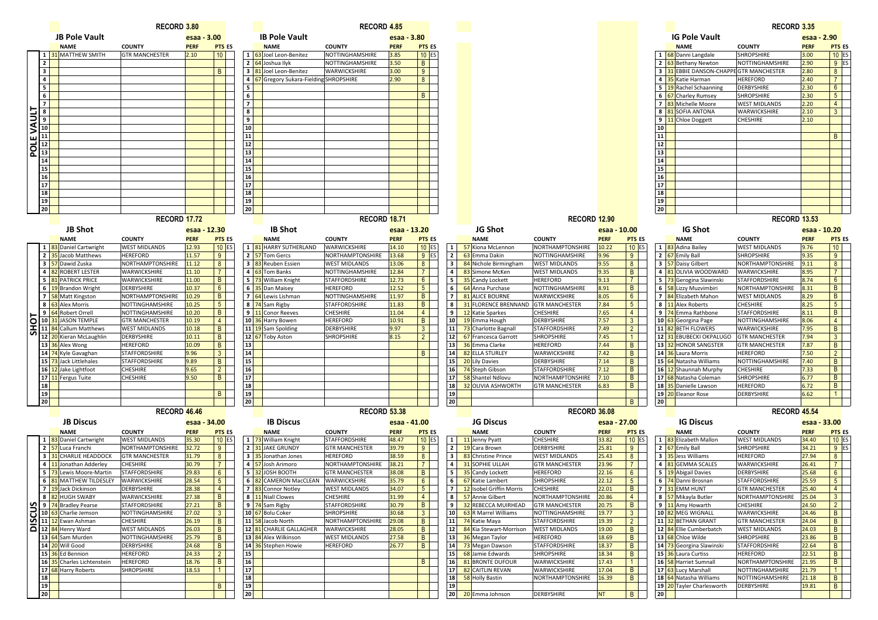## POLE VAULT

### JB Pole Vault

RECORD 3.80 — esaa - 3.00

| | NAME | COUNTY | PERF | PTS | ES |
|---|---|---|---|---|---|
| 1 | 31 MATTHEW SMITH | GTR MANCHESTER | 2.10 | 10 | |
| 2 | | | | | |
| 3 | | | | B | |
| 4 | | | | | |
| 5 | | | | | |
| 6 | | | | | |
| 7 | | | | | |
| 8 | | | | | |
| 9 | | | | | |
| 10 | | | | | |
| 11 | | | | | |
| 12 | | | | | |
| 13 | | | | | |
| 14 | | | | | |
| 15 | | | | | |
| 16 | | | | | |
| 17 | | | | | |
| 18 | | | | | |
| 19 | | | | | |
| 20 | | | | | |

### IB Pole Vault

RECORD 4.85 — esaa - 3.80

| | NAME | COUNTY | PERF | PTS | ES |
|---|---|---|---|---|---|
| 1 | 63 Joel Leon-Benitez | NOTTINGHAMSHIRE | 3.85 | 10 | ES |
| 2 | 64 Joshua Ilyk | NOTTINGHAMSHIRE | 3.50 | B | |
| 3 | 81 Joel Leon-Benitez | WARWICKSHIRE | 3.00 | 9 | |
| 4 | 67 Gregory Sukara-Fielding | SHROPSHIRE | 2.90 | 8 | |
| 5 | | | | | |
| 6 | | | | B | |
| 7 | | | | | |
| 8 | | | | | |
| 9 | | | | | |
| 10 | | | | | |
| 11 | | | | | |
| 12 | | | | | |
| 13 | | | | | |
| 14 | | | | | |
| 15 | | | | | |
| 16 | | | | | |
| 17 | | | | | |
| 18 | | | | | |
| 19 | | | | | |
| 20 | | | | | |

### IG Pole Vault

RECORD 3.35 — esaa - 2.90

| | NAME | COUNTY | PERF | PTS | ES |
|---|---|---|---|---|---|
| 1 | 68 Danni Langdale | SHROPSHIRE | 3.00 | 10 | ES |
| 2 | 63 Bethany Newton | NOTTINGHAMSHIRE | 2.90 | 9 | ES |
| 3 | 31 EBBIE DANSON-CHAPPEL | GTR MANCHESTER | 2.80 | 8 | |
| 4 | 35 Katie Harman | HEREFORD | 2.40 | 7 | |
| 5 | 19 Rachel Schaanning | DERBYSHIRE | 2.30 | 6 | |
| 6 | 67 Charley Rumsey | SHROPSHIRE | 2.30 | 5 | |
| 7 | 83 Michelle Moore | WEST MIDLANDS | 2.20 | 4 | |
| 8 | 81 SOFIA ANTONA | WARWICKSHIRE | 2.10 | 3 | |
| 9 | 11 Chloe Doggett | CHESHIRE | 2.10 | | |
| 10 | | | | | |
| 11 | | | | B | |
| 12 | | | | | |
| 13 | | | | | |
| 14 | | | | | |
| 15 | | | | | |
| 16 | | | | | |
| 17 | | | | | |
| 18 | | | | | |
| 19 | | | | | |
| 20 | | | | | |

## SHOT

### JB Shot

RECORD 17.72 — esaa - 12.30

| | NAME | COUNTY | PERF | PTS | ES |
|---|---|---|---|---|---|
| 1 | 83 Daniel Cartwright | WEST MIDLANDS | 12.93 | 10 | ES |
| 2 | 35 Jacob Matthews | HEREFORD | 11.57 | 9 | |
| 3 | 57 Dawid Zuska | NORTHAMPTONSHIRE | 11.12 | 8 | |
| 4 | 82 ROBERT LESTER | WARWICKSHIRE | 11.10 | 7 | |
| 5 | 81 PATRICK PRICE | WARWICKSHIRE | 11.00 | B | |
| 6 | 19 Brandon Wright | DERBYSHIRE | 10.37 | 6 | |
| 7 | 58 Matt Kingston | NORTHAMPTONSHIRE | 10.29 | B | |
| 8 | 63 Alex Morris | NOTTINGHAMSHIRE | 10.25 | 5 | |
| 9 | 64 Robert Orrell | NOTTINGHAMSHIRE | 10.20 | B | |
| 10 | 31 JASON TEMPLE | GTR MANCHESTER | 10.19 | 4 | |
| 11 | 84 Callum Matthews | WEST MIDLANDS | 10.18 | B | |
| 12 | 20 Kieran McLaughlin | DERBYSHIRE | 10.11 | B | |
| 13 | 36 Alex Wong | HEREFORD | 10.09 | B | |
| 14 | 74 Kyle Gavaghan | STAFFORDSHIRE | 9.96 | 3 | |
| 15 | 73 Jack Littlehales | STAFFORDSHIRE | 9.89 | B | |
| 16 | 12 Jake Lightfoot | CHESHIRE | 9.65 | 2 | |
| 17 | 11 Fergus Tuite | CHESHIRE | 9.50 | B | |
| 18 | | | | | |
| 19 | | | | B | |
| 20 | | | | | |

### IB Shot

RECORD 18.71 — esaa - 13.20

| | NAME | COUNTY | PERF | PTS | ES |
|---|---|---|---|---|---|
| 1 | 81 HARRY SUTHERLAND | WARWICKSHIRE | 14.10 | 10 | ES |
| 2 | 57 Tom Gercs | NORTHAMPTONSHIRE | 13.68 | 9 | ES |
| 3 | 83 Reuben Essien | WEST MIDLANDS | 13.06 | 8 | |
| 4 | 63 Tom Banks | NOTTINGHAMSHIRE | 12.84 | 7 | |
| 5 | 73 William Knight | STAFFORDSHIRE | 12.73 | 6 | |
| 6 | 35 Dan Maisey | HEREFORD | 12.52 | 5 | |
| 7 | 64 Lewis Lishman | NOTTINGHAMSHIRE | 11.97 | B | |
| 8 | 74 Sam Rigby | STAFFORDSHIRE | 11.83 | B | |
| 9 | 11 Conor Reeves | CHESHIRE | 11.04 | 4 | |
| 10 | 36 Harry Bowen | HEREFORD | 10.91 | B | |
| 11 | 19 Sam Spolding | DERBYSHIRE | 9.97 | 3 | |
| 12 | 67 Toby Aston | SHROPSHIRE | 8.15 | 2 | |
| 13 | | | | | |
| 14 | | | | B | |
| 15 | | | | | |
| 16 | | | | | |
| 17 | | | | | |
| 18 | | | | | |
| 19 | | | | | |
| 20 | | | | | |

### JG Shot

RECORD 12.90 — esaa - 10.00

| | NAME | COUNTY | PERF | PTS | ES |
|---|---|---|---|---|---|
| 1 | 57 Kiona McLennon | NORTHAMPTONSHIRE | 10.22 | 10 | ES |
| 2 | 63 Emma Dakin | NOTTINGHAMSHIRE | 9.96 | 9 | |
| 3 | 84 Nichole Birmingham | WEST MIDLANDS | 9.55 | 8 | |
| 4 | 83 Simone McKen | WEST MIDLANDS | 9.35 | B | |
| 5 | 35 Candy Lockett | HEREFORD | 9.13 | 7 | |
| 6 | 64 Anna Purchase | NOTTINGHAMSHIRE | 8.91 | B | |
| 7 | 81 ALICE BOURNE | WARWICKSHIRE | 8.05 | 6 | |
| 8 | 31 FLORENCE BRENNAND | GTR MANCHESTER | 7.84 | 5 | |
| 9 | 12 Katie Sparkes | CHESHIRE | 7.65 | 4 | |
| 10 | 19 Emma Hough | DERBYSHIRE | 7.57 | 3 | |
| 11 | 73 Charlotte Bagnall | STAFFORDSHIRE | 7.49 | 2 | |
| 12 | 67 Francesca Garrott | SHROPSHIRE | 7.45 | 1 | |
| 13 | 36 Emma Clarke | HEREFORD | 7.44 | B | |
| 14 | 82 ELLA STURLEY | WARWICKSHIRE | 7.42 | B | |
| 15 | 20 Lily Davies | DERBYSHIRE | 7.14 | B | |
| 16 | 74 Steph Gibson | STAFFORDSHIRE | 7.12 | B | |
| 17 | 58 Shantel Ndlovu | NORTHAMPTONSHIRE | 7.10 | B | |
| 18 | 32 OLIVIA ASHWORTH | GTR MANCHESTER | 6.83 | B | |
| 19 | | | | | |
| 20 | | | | B | |

### IG Shot

RECORD 13.53 — esaa - 10.20

| | NAME | COUNTY | PERF | PTS | ES |
|---|---|---|---|---|---|
| 1 | 83 Adina Bailey | WEST MIDLANDS | 9.76 | 10 | |
| 2 | 67 Emily Ball | SHROPSHIRE | 9.35 | 9 | |
| 3 | 57 Daisy Gilbert | NORTHAMPTONSHIRE | 9.11 | 8 | |
| 4 | 81 OLIVIA WOODWARD | WARWICKSHIRE | 8.95 | 7 | |
| 5 | 73 Georgina Slawinski | STAFFORDSHIRE | 8.74 | 6 | |
| 6 | 58 Lizzy Muzvimbiri | NORTHAMPTONSHIRE | 8.31 | B | |
| 7 | 84 Elizabeth Mahon | WEST MIDLANDS | 8.29 | B | |
| 8 | 11 Alex Roberts | CHESHIRE | 8.25 | 5 | |
| 9 | 74 Emma Rathbone | STAFFORDSHIRE | 8.11 | B | |
| 10 | 63 Georgina Page | NOTTINGHAMSHIRE | 8.06 | 4 | |
| 11 | 82 BETH FLOWERS | WARWICKSHIRE | 7.95 | B | |
| 12 | 31 EBUBECKI OKPALUGO | GTR MANCHESTER | 7.94 | 3 | |
| 13 | 32 HONOR SANGSTER | GTR MANCHESTER | 7.87 | B | |
| 14 | 36 Laura Morris | HEREFORD | 7.50 | 2 | |
| 15 | 64 Natasha Williams | NOTTINGHAMSHIRE | 7.40 | B | |
| 16 | 12 Shaunnah Murphy | CHESHIRE | 7.33 | B | |
| 17 | 68 Natasha Coleman | SHROPSHIRE | 6.77 | B | |
| 18 | 35 Danielle Lawson | HEREFORD | 6.72 | B | |
| 19 | 20 Eleanor Rose | DERBYSHIRE | 6.62 | 1 | |
| 20 | | | | | |

## DISCUS

### JB Discus

RECORD 46.46 — esaa - 34.00

| | NAME | COUNTY | PERF | PTS | ES |
|---|---|---|---|---|---|
| 1 | 83 Daniel Cartwright | WEST MIDLANDS | 35.30 | 10 | ES |
| 2 | 57 Luca Franchi | NORTHAMPTONSHIRE | 32.72 | 9 | |
| 3 | 31 CHARLIE HEADDOCK | GTR MANCHESTER | 31.79 | 8 | |
| 4 | 11 Jonathan Adderley | CHESHIRE | 30.79 | 7 | |
| 5 | 73 Lewis Moore-Martin | STAFFORDSHIRE | 29.83 | 6 | |
| 6 | 81 MATTHEW TILDESLEY | WARWICKSHIRE | 28.54 | 5 | |
| 7 | 19 Jack Dickinson | DERBYSHIRE | 28.38 | 4 | |
| 8 | 82 HUGH SWABY | WARWICKSHIRE | 27.38 | B | |
| 9 | 74 Bradley Pearse | STAFFORDSHIRE | 27.21 | B | |
| 10 | 63 Charlie Jemson | NOTTINGHAMSHIRE | 27.02 | 3 | |
| 11 | 12 Ewan Ashman | CHESHIRE | 26.19 | B | |
| 12 | 84 Henry Ward | WEST MIDLANDS | 26.03 | B | |
| 13 | 64 Sam Murden | NOTTINGHAMSHIRE | 25.79 | B | |
| 14 | 20 Will Good | DERBYSHIRE | 24.68 | B | |
| 15 | 36 Ed Bennion | HEREFORD | 24.33 | 2 | |
| 16 | 35 Charles Lichtenstein | HEREFORD | 18.76 | B | |
| 17 | 68 Harry Roberts | SHROPSHIRE | 18.53 | 1 | |
| 18 | | | | | |
| 19 | | | | B | |
| 20 | | | | | |

### IB Discus

RECORD 53.38 — esaa - 41.00

| | NAME | COUNTY | PERF | PTS | ES |
|---|---|---|---|---|---|
| 1 | 73 William Knight | STAFFORDSHIRE | 48.47 | 10 | ES |
| 2 | 31 JAKE GRUNDY | GTR MANCHESTER | 39.79 | 9 | |
| 3 | 35 Jonathan Jones | HEREFORD | 38.59 | 8 | |
| 4 | 57 Josh Arimoro | NORTHAMPTONSHIRE | 38.21 | 7 | |
| 5 | 32 JOSH BOOTH | GTR MANCHESTER | 38.08 | B | |
| 6 | 82 CAMERON MacCLEAN | WARWICKSHIRE | 35.79 | 6 | |
| 7 | 83 Connor Notley | WEST MIDLANDS | 34.07 | 5 | |
| 8 | 11 Niall Clowes | CHESHIRE | 31.99 | 4 | |
| 9 | 74 Sam Rigby | STAFFORDSHIRE | 30.79 | B | |
| 10 | 67 Bolu Coker | SHROPSHIRE | 30.68 | 3 | |
| 11 | 58 Jacob North | NORTHAMPTONSHIRE | 29.08 | B | |
| 12 | 81 CHARLIE GALLAGHER | WARWICKSHIRE | 28.05 | B | |
| 13 | 84 Alex Wilkinson | WEST MIDLANDS | 27.58 | B | |
| 14 | 36 Stephen Howie | HEREFORD | 26.77 | B | |
| 15 | | | | | |
| 16 | | | | B | |
| 17 | | | | | |
| 18 | | | | | |
| 19 | | | | | |
| 20 | | | | | |

### JG Discus

RECORD 36.08 — esaa - 27.00

| | NAME | COUNTY | PERF | PTS | ES |
|---|---|---|---|---|---|
| 1 | 11 Jenny Pyatt | CHESHIRE | 33.82 | 10 | ES |
| 2 | 19 Cara Brown | DERBYSHIRE | 25.81 | 9 | |
| 3 | 83 Christine Prince | WEST MIDLANDS | 25.43 | 8 | |
| 4 | 31 SOPHIE ULLAH | GTR MANCHESTER | 23.96 | 7 | |
| 5 | 35 Candy Lockett | HEREFORD | 22.16 | 6 | |
| 6 | 67 Katie Lambert | SHROPSHIRE | 22.12 | 5 | |
| 7 | 12 Isobel Griffin Morris | CHESHIRE | 22.01 | B | |
| 8 | 57 Annie Gilbert | NORTHAMPTONSHIRE | 20.86 | 4 | |
| 9 | 32 REBECCA MUIRHEAD | GTR MANCHESTER | 20.75 | B | |
| 10 | 63 R Marrel Williams | NOTTINGHAMSHIRE | 19.77 | 3 | |
| 11 | 74 Katie Maya | STAFFORDSHIRE | 19.39 | 2 | |
| 12 | 84 Kia Stewart-Morrison | WEST MIDLANDS | 19.00 | B | |
| 13 | 36 Megan Taylor | HEREFORD | 18.69 | B | |
| 14 | 73 Megan Dawson | STAFFORDSHIRE | 18.37 | B | |
| 15 | 68 Jamie Edwards | SHROPSHIRE | 18.34 | B | |
| 16 | 81 BRONTE DUFOUR | WARWICKSHIRE | 17.43 | 1 | |
| 17 | 82 CAITLIN REVAN | WARWICKSHIRE | 17.04 | B | |
| 18 | 58 Holly Bastin | NORTHAMPTONSHIRE | 16.39 | B | |
| 19 | | | | | |
| 20 | 20 Emma Johnson | DERBYSHIRE | NT | B | |

### IG Discus

RECORD 45.54 — esaa - 33.00

| | NAME | COUNTY | PERF | PTS | ES |
|---|---|---|---|---|---|
| 1 | 83 Elizabeth Mallon | WEST MIDLANDS | 34.40 | 10 | ES |
| 2 | 67 Emily Ball | SHROPSHIRE | 34.21 | 9 | ES |
| 3 | 35 Jess Williams | HEREFORD | 27.94 | 8 | |
| 4 | 81 GEMMA SCALES | WARWICKSHIRE | 26.41 | 7 | |
| 5 | 19 Abigail Davies | DERBYSHIRE | 25.68 | 6 | |
| 6 | 74 Danni Brosnan | STAFFORDSHIRE | 25.59 | 5 | |
| 7 | 31 EMM HUNT | GTR MANCHESTER | 25.40 | 4 | |
| 8 | 57 Mikayla Butler | NORTHAMPTONSHIRE | 25.04 | 3 | |
| 9 | 11 Amy Howarth | CHESHIRE | 24.50 | 2 | |
| 10 | 82 MEG WIGNALL | WARWICKSHIRE | 24.46 | B | |
| 11 | 32 BETHAN GRANT | GTR MANCHESTER | 24.04 | B | |
| 12 | 84 Ellie Cumberbatch | WEST MIDLANDS | 24.03 | B | |
| 13 | 68 Chloe Wilde | SHROPSHIRE | 23.86 | B | |
| 14 | 73 Georgina Slawinski | STAFFORDSHIRE | 22.64 | B | |
| 15 | 36 Laura Curtiss | HEREFORD | 22.51 | B | |
| 16 | 58 Harriet Sumnall | NORTHAMPTONSHIRE | 21.95 | B | |
| 17 | 63 Lucy Marshall | NOTTINGHAMSHIRE | 21.79 | 1 | |
| 18 | 64 Natasha Williams | NOTTINGHAMSHIRE | 21.18 | B | |
| 19 | 20 Tayler Charlesworth | DERBYSHIRE | 19.81 | B | |
| 20 | | | | | |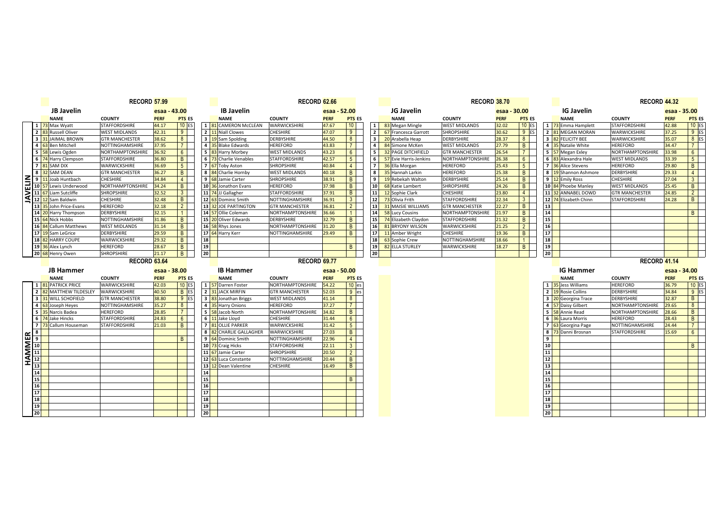## JAVELIN

### JB Javelin

RECORD 57.99 — esaa - 43.00

| | | NAME | COUNTY | PERF | PTS | ES |
|---|---|---|---|---|---|---|
| 1 | 73 | Max Wyatt | STAFFORDSHIRE | 44.17 | 10 | ES |
| 2 | 83 | Russell Oliver | WEST MIDLANDS | 42.31 | 9 | |
| 3 | 31 | JAIMAL BROWN | GTR MANCHESTER | 38.62 | 8 | |
| 4 | 63 | Ben Mitchell | NOTTINGHAMSHIRE | 37.95 | 7 | |
| 5 | 58 | Lewis Ogden | NORTHAMPTONSHIRE | 36.92 | 6 | |
| 6 | 74 | Harry Clempson | STAFFORDSHIRE | 36.80 | B | |
| 7 | 81 | SAM DIX | WARWICKSHIRE | 36.69 | 5 | |
| 8 | 32 | SAM DEAN | GTR MANCHESTER | 36.27 | B | |
| 9 | 11 | Joab Huntbach | CHESHIRE | 34.84 | 4 | |
| 10 | 57 | Lewis Underwood | NORTHAMPTONSHIRE | 34.24 | B | |
| 11 | 67 | Liam Sutcliffe | SHROPSHIRE | 32.52 | 3 | |
| 12 | 12 | Sam Baldwin | CHESHIRE | 32.48 | B | |
| 13 | 35 | John Price-Evans | HEREFORD | 32.18 | 2 | |
| 14 | 20 | Harry Thompson | DERBYSHIRE | 32.15 | 1 | |
| 15 | 64 | Nick Hobbs | NOTTINGHAMSHIRE | 31.86 | B | |
| 16 | 84 | Callum Matthews | WEST MIDLANDS | 31.14 | B | |
| 17 | 19 | Sam LeGrice | DERBYSHIRE | 29.59 | B | |
| 18 | 82 | HARRY COUPE | WARWICKSHIRE | 29.32 | B | |
| 19 | 36 | Alex Lynch | HEREFORD | 28.67 | B | |
| 20 | 68 | Henry Owen | SHROPSHIRE | 21.17 | B | |

### IB Javelin

RECORD 62.66 — esaa - 52.00

| | | NAME | COUNTY | PERF | PTS | ES |
|---|---|---|---|---|---|---|
| 1 | 81 | CAMERON McCLEAN | WARWICKSHIRE | 47.67 | 10 | |
| 2 | 11 | Niall Clowes | CHESHIRE | 47.07 | 9 | |
| 3 | 19 | Sam Spolding | DERBYSHIRE | 44.50 | 8 | |
| 4 | 35 | Blake Edwards | HEREFORD | 43.83 | 7 | |
| 5 | 83 | Harry Morbey | WEST MIDLANDS | 43.23 | 6 | |
| 6 | 73 | Charlie Venables | STAFFORDSHIRE | 42.57 | 5 | |
| 7 | 67 | Toby Aston | SHROPSHIRE | 40.84 | 4 | |
| 8 | 84 | Charlie Hornby | WEST MIDLANDS | 40.18 | B | |
| 9 | 68 | Jamie Carter | SHROPSHIRE | 38.91 | B | |
| 10 | 36 | Jonathon Evans | HEREFORD | 37.98 | B | |
| 11 | 74 | JJ Gallagher | STAFFORDSHIRE | 37.91 | B | |
| 12 | 63 | Dominic Smith | NOTTINGHAMSHIRE | 36.91 | 3 | |
| 13 | 32 | JOE PARTINGTON | GTR MANCHESTER | 36.81 | 2 | |
| 14 | 57 | Ollie Coleman | NORTHAMPTONSHIRE | 36.66 | 1 | |
| 15 | 20 | Oliver Edwards | DERBYSHIRE | 32.79 | B | |
| 16 | 58 | Rhys Jones | NORTHAMPTONSHIRE | 31.20 | B | |
| 17 | 64 | Harry Kerr | NOTTINGHAMSHIRE | 29.49 | B | |
| 18 | | | | | | |
| 19 | | | | | B | |
| 20 | | | | | | |

### JG Javelin

RECORD 38.70 — esaa - 30.00

| | | NAME | COUNTY | PERF | PTS | ES |
|---|---|---|---|---|---|---|
| 1 | 83 | Megan Mingle | WEST MIDLANDS | 32.02 | 10 | ES |
| 2 | 67 | Francesca Garrott | SHROPSHIRE | 30.62 | 9 | ES |
| 3 | 20 | Arabella Heap | DERBYSHIRE | 28.37 | 8 | |
| 4 | 84 | Simone McKen | WEST MIDLANDS | 27.79 | B | |
| 5 | 32 | PAGE DITCHFIELD | GTR MANCHESTER | 26.54 | 7 | |
| 6 | 57 | Evie Harris-Jenkins | NORTHAMPTONSHIRE | 26.38 | 6 | |
| 7 | 36 | Ella Morgan | HEREFORD | 25.43 | 5 | |
| 8 | 35 | Hannah Larkin | HEREFORD | 25.38 | B | |
| 9 | 19 | Rebekah Walton | DERBYSHIRE | 25.14 | B | |
| 10 | 68 | Katie Lambert | SHROPSHIRE | 24.26 | B | |
| 11 | 12 | Sophie Clark | CHESHIRE | 23.80 | 4 | |
| 12 | 73 | Olivia Frith | STAFFORDSHIRE | 22.34 | 3 | |
| 13 | 31 | MAISIE WILLIAMS | GTR MANCHESTER | 22.27 | B | |
| 14 | 58 | Lucy Cousins | NORTHAMPTONSHIRE | 21.97 | B | |
| 15 | 74 | Elizabeth Claydon | STAFFORDSHIRE | 21.32 | B | |
| 16 | 81 | BRYONY WILSON | WARWICKSHIRE | 21.25 | 2 | |
| 17 | 11 | Amber Wright | CHESHIRE | 19.36 | B | |
| 18 | 63 | Sophie Crew | NOTTINGHAMSHIRE | 18.66 | 1 | |
| 19 | 82 | ELLA STURLEY | WARWICKSHIRE | 18.27 | B | |
| 20 | | | | | | |

### IG Javelin

RECORD 44.32 — esaa - 35.00

| | | NAME | COUNTY | PERF | PTS | ES |
|---|---|---|---|---|---|---|
| 1 | 73 | Emma Hamplett | STAFFORDSHIRE | 42.88 | 10 | ES |
| 2 | 81 | MEGAN MORAN | WARWICKSHIRE | 37.25 | 9 | ES |
| 3 | 82 | FELICITY BEE | WARWICKSHIRE | 35.07 | 8 | ES |
| 4 | 35 | Natalie White | HEREFORD | 34.47 | 7 | |
| 5 | 57 | Megan Exley | NORTHAMPTONSHIRE | 33.98 | 6 | |
| 6 | 83 | Alexandra Hale | WEST MIDLANDS | 33.39 | 5 | |
| 7 | 36 | Alice Stevens | HEREFORD | 29.80 | B | |
| 8 | 19 | Shannon Ashmore | DERBYSHIRE | 29.33 | 4 | |
| 9 | 12 | Emily Ross | CHESHIRE | 27.04 | 3 | |
| 10 | 84 | Phoebe Manley | WEST MIDLANDS | 25.45 | B | |
| 11 | 32 | ANNABEL DOWD | GTR MANCHESTER | 24.85 | 2 | |
| 12 | 74 | Elizabeth Chinn | STAFFORDSHIRE | 24.28 | B | |
| 13 | | | | | | |
| 14 | | | | | B | |
| 15 | | | | | | |
| 16 | | | | | | |
| 17 | | | | | | |
| 18 | | | | | | |
| 19 | | | | | | |
| 20 | | | | | | |

## HAMMER

### JB Hammer

RECORD 63.64 — esaa - 38.00

| | | NAME | COUNTY | PERF | PTS | ES |
|---|---|---|---|---|---|---|
| 1 | 81 | PATRICK PRICE | WARWICKSHIRE | 42.03 | 10 | ES |
| 2 | 82 | MATTHEW TILDESLEY | WARWICKSHIRE | 40.50 | B | ES |
| 3 | 31 | WILL SCHOFIELD | GTR MANCHESTER | 38.80 | 9 | ES |
| 4 | 63 | Joseph Heyes | NOTTINGHAMSHIRE | 35.27 | 8 | |
| 5 | 35 | Narcis Badea | HEREFORD | 28.85 | 7 | |
| 6 | 74 | Jake Hincks | STAFFORDSHIRE | 24.83 | 6 | |
| 7 | 73 | Callum Houseman | STAFFORDSHIRE | 21.03 | B | |
| 8 | | | | | | |
| 9 | | | | | B | |
| 10 | | | | | | |
| 11 | | | | | | |
| 12 | | | | | | |
| 13 | | | | | | |
| 14 | | | | | | |
| 15 | | | | | | |
| 16 | | | | | | |
| 17 | | | | | | |
| 18 | | | | | | |
| 19 | | | | | | |
| 20 | | | | | | |

### IB Hammer

RECORD 69.77 — esaa - 50.00

| | | NAME | COUNTY | PERF | PTS | ES |
|---|---|---|---|---|---|---|
| 1 | 57 | Darren Foster | NORTHAMPTONSHIRE | 54.22 | 10 | es |
| 2 | 31 | JACK MIRFIN | GTR MANCHESTER | 52.03 | 9 | es |
| 3 | 83 | Jonathan Briggs | WEST MIDLANDS | 41.14 | 8 | |
| 4 | 35 | Harry Onions | HEREFORD | 37.27 | 7 | |
| 5 | 58 | Jacob North | NORTHAMPTONSHIRE | 34.82 | B | |
| 6 | 11 | Jake Lloyd | CHESHIRE | 31.44 | 6 | |
| 7 | 81 | OLLIE PARKER | WARWICKSHIRE | 31.42 | 5 | |
| 8 | 82 | CHARLIE GALLAGHER | WARWICKSHIRE | 27.03 | B | |
| 9 | 64 | Dominic Smith | NOTTINGHAMSHIRE | 22.96 | 4 | |
| 10 | 73 | Craig Hicks | STAFFORDSHIRE | 22.11 | 3 | |
| 11 | 67 | Jamie Carter | SHROPSHIRE | 20.50 | 2 | |
| 12 | 63 | Luca Constante | NOTTINGHAMSHIRE | 20.44 | B | |
| 13 | 12 | Dean Valentine | CHESHIRE | 16.49 | B | |
| 14 | | | | | | |
| 15 | | | | | B | |
| 16 | | | | | | |
| 17 | | | | | | |
| 18 | | | | | | |
| 19 | | | | | | |
| 20 | | | | | | |

### IG Hammer

RECORD 41.14 — esaa - 34.00

| | | NAME | COUNTY | PERF | PTS | ES |
|---|---|---|---|---|---|---|
| 1 | 35 | Jess Williams | HEREFORD | 36.79 | 10 | ES |
| 2 | 19 | Rosie Collins | DERBYSHIRE | 34.84 | 9 | ES |
| 3 | 20 | Georgina Trace | DERBYSHIRE | 32.87 | B | |
| 4 | 57 | Daisy Gilbert | NORTHAMPTONSHIRE | 29.65 | 8 | |
| 5 | 58 | Annie Read | NORTHAMPTONSHIRE | 28.66 | B | |
| 6 | 36 | Laura Morris | HEREFORD | 28.43 | B | |
| 7 | 63 | Georgina Page | NOTTINGHAMSHIRE | 24.44 | 7 | |
| 8 | 73 | Danni Brosnan | STAFFORDSHIRE | 15.69 | 6 | |
| 9 | | | | | | |
| 10 | | | | | B | |
| 11 | | | | | | |
| 12 | | | | | | |
| 13 | | | | | | |
| 14 | | | | | | |
| 15 | | | | | | |
| 16 | | | | | | |
| 17 | | | | | | |
| 18 | | | | | | |
| 19 | | | | | | |
| 20 | | | | | | |